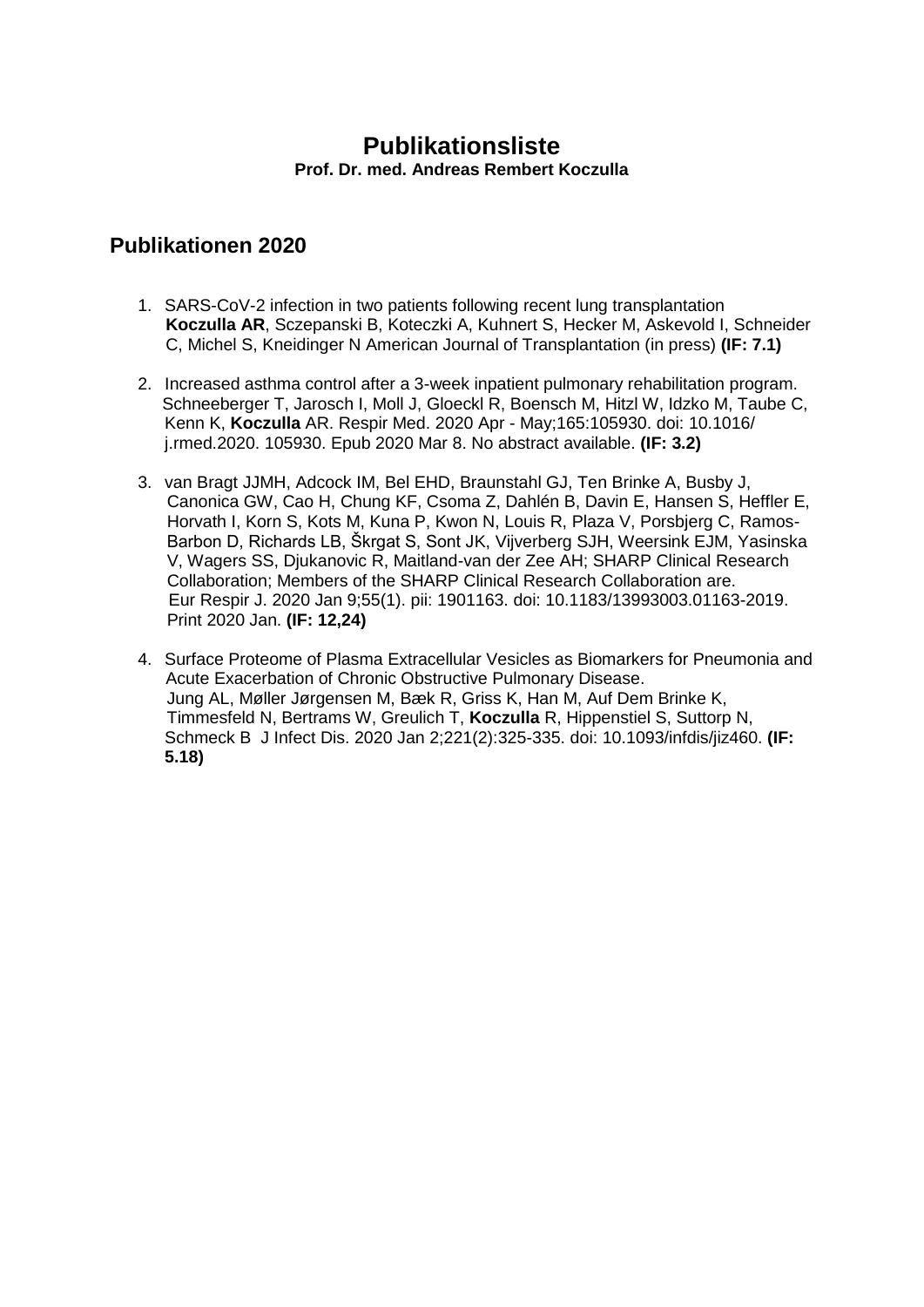# Publikationsliste

**Prof. Dr. med. Andreas Rembert Koczulla**

## Publikationen 2020

1. SARS-CoV-2 infection in two patients following recent lung transplantation **Koczulla AR**, Sczepanski B, Koteczki A, Kuhnert S, Hecker M, Askevold I, Schneider C, Michel S, Kneidinger N American Journal of Transplantation (in press) **(IF: 7.1)**

2. Increased asthma control after a 3-week inpatient pulmonary rehabilitation program. Schneeberger T, Jarosch I, Moll J, Gloeckl R, Boensch M, Hitzl W, Idzko M, Taube C, Kenn K, **Koczulla** AR. Respir Med. 2020 Apr - May;165:105930. doi: 10.1016/ j.rmed.2020. 105930. Epub 2020 Mar 8. No abstract available. **(IF: 3.2)**

3. van Bragt JJMH, Adcock IM, Bel EHD, Braunstahl GJ, Ten Brinke A, Busby J, Canonica GW, Cao H, Chung KF, Csoma Z, Dahlén B, Davin E, Hansen S, Heffler E, Horvath I, Korn S, Kots M, Kuna P, Kwon N, Louis R, Plaza V, Porsbjerg C, Ramos-Barbon D, Richards LB, Škrgat S, Sont JK, Vijverberg SJH, Weersink EJM, Yasinska V, Wagers SS, Djukanovic R, Maitland-van der Zee AH; SHARP Clinical Research Collaboration; Members of the SHARP Clinical Research Collaboration are. Eur Respir J. 2020 Jan 9;55(1). pii: 1901163. doi: 10.1183/13993003.01163-2019. Print 2020 Jan. **(IF: 12,24)**

4. Surface Proteome of Plasma Extracellular Vesicles as Biomarkers for Pneumonia and Acute Exacerbation of Chronic Obstructive Pulmonary Disease. Jung AL, Møller Jørgensen M, Bæk R, Griss K, Han M, Auf Dem Brinke K, Timmesfeld N, Bertrams W, Greulich T, **Koczulla** R, Hippenstiel S, Suttorp N, Schmeck B J Infect Dis. 2020 Jan 2;221(2):325-335. doi: 10.1093/infdis/jiz460. **(IF: 5.18)**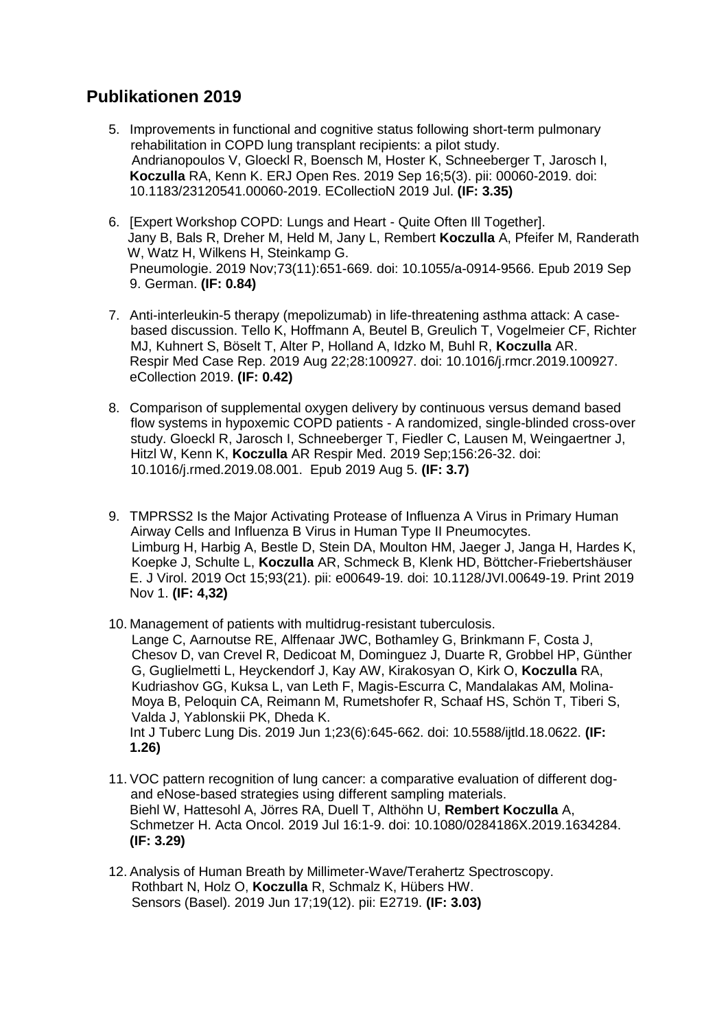## Publikationen 2019

5. Improvements in functional and cognitive status following short-term pulmonary rehabilitation in COPD lung transplant recipients: a pilot study. Andrianopoulos V, Gloeckl R, Boensch M, Hoster K, Schneeberger T, Jarosch I, **Koczulla** RA, Kenn K. ERJ Open Res. 2019 Sep 16;5(3). pii: 00060-2019. doi: 10.1183/23120541.00060-2019. ECollectioN 2019 Jul. **(IF: 3.35)**

6. [Expert Workshop COPD: Lungs and Heart - Quite Often Ill Together]. Jany B, Bals R, Dreher M, Held M, Jany L, Rembert **Koczulla** A, Pfeifer M, Randerath W, Watz H, Wilkens H, Steinkamp G. Pneumologie. 2019 Nov;73(11):651-669. doi: 10.1055/a-0914-9566. Epub 2019 Sep 9. German. **(IF: 0.84)**

7. Anti-interleukin-5 therapy (mepolizumab) in life-threatening asthma attack: A case-based discussion. Tello K, Hoffmann A, Beutel B, Greulich T, Vogelmeier CF, Richter MJ, Kuhnert S, Böselt T, Alter P, Holland A, Idzko M, Buhl R, **Koczulla** AR. Respir Med Case Rep. 2019 Aug 22;28:100927. doi: 10.1016/j.rmcr.2019.100927. eCollection 2019. **(IF: 0.42)**

8. Comparison of supplemental oxygen delivery by continuous versus demand based flow systems in hypoxemic COPD patients - A randomized, single-blinded cross-over study. Gloeckl R, Jarosch I, Schneeberger T, Fiedler C, Lausen M, Weingaertner J, Hitzl W, Kenn K, **Koczulla** AR Respir Med. 2019 Sep;156:26-32. doi: 10.1016/j.rmed.2019.08.001. Epub 2019 Aug 5. **(IF: 3.7)**

9. TMPRSS2 Is the Major Activating Protease of Influenza A Virus in Primary Human Airway Cells and Influenza B Virus in Human Type II Pneumocytes. Limburg H, Harbig A, Bestle D, Stein DA, Moulton HM, Jaeger J, Janga H, Hardes K, Koepke J, Schulte L, **Koczulla** AR, Schmeck B, Klenk HD, Böttcher-Friebertshäuser E. J Virol. 2019 Oct 15;93(21). pii: e00649-19. doi: 10.1128/JVI.00649-19. Print 2019 Nov 1. **(IF: 4,32)**

10. Management of patients with multidrug-resistant tuberculosis. Lange C, Aarnoutse RE, Alffenaar JWC, Bothamley G, Brinkmann F, Costa J, Chesov D, van Crevel R, Dedicoat M, Dominguez J, Duarte R, Grobbel HP, Günther G, Guglielmetti L, Heyckendorf J, Kay AW, Kirakosyan O, Kirk O, **Koczulla** RA, Kudriashov GG, Kuksa L, van Leth F, Magis-Escurra C, Mandalakas AM, Molina-Moya B, Peloquin CA, Reimann M, Rumetshofer R, Schaaf HS, Schön T, Tiberi S, Valda J, Yablonskii PK, Dheda K. Int J Tuberc Lung Dis. 2019 Jun 1;23(6):645-662. doi: 10.5588/ijtld.18.0622. **(IF: 1.26)**

11. VOC pattern recognition of lung cancer: a comparative evaluation of different dog- and eNose-based strategies using different sampling materials. Biehl W, Hattesohl A, Jörres RA, Duell T, Althöhn U, **Rembert Koczulla** A, Schmetzer H. Acta Oncol. 2019 Jul 16:1-9. doi: 10.1080/0284186X.2019.1634284. **(IF: 3.29)**

12. Analysis of Human Breath by Millimeter-Wave/Terahertz Spectroscopy. Rothbart N, Holz O, **Koczulla** R, Schmalz K, Hübers HW. Sensors (Basel). 2019 Jun 17;19(12). pii: E2719. **(IF: 3.03)**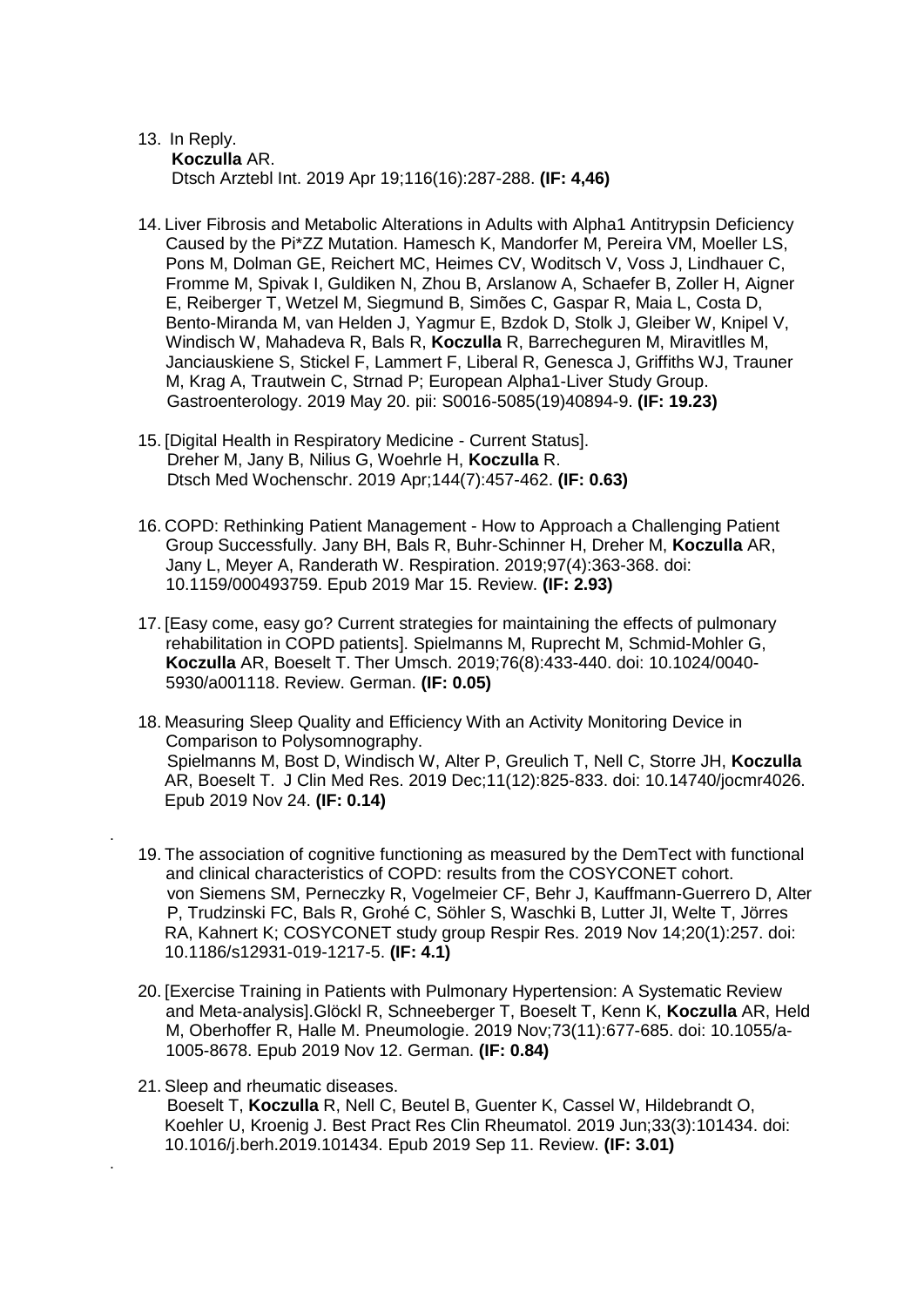13. In Reply.
    **Koczulla** AR.
    Dtsch Arztebl Int. 2019 Apr 19;116(16):287-288. **(IF: 4,46)**

14. Liver Fibrosis and Metabolic Alterations in Adults with Alpha1 Antitrypsin Deficiency Caused by the Pi*ZZ Mutation. Hamesch K, Mandorfer M, Pereira VM, Moeller LS, Pons M, Dolman GE, Reichert MC, Heimes CV, Woditsch V, Voss J, Lindhauer C, Fromme M, Spivak I, Guldiken N, Zhou B, Arslanow A, Schaefer B, Zoller H, Aigner E, Reiberger T, Wetzel M, Siegmund B, Simões C, Gaspar R, Maia L, Costa D, Bento-Miranda M, van Helden J, Yagmur E, Bzdok D, Stolk J, Gleiber W, Knipel V, Windisch W, Mahadeva R, Bals R, **Koczulla** R, Barrecheguren M, Miravitlles M, Janciauskiene S, Stickel F, Lammert F, Liberal R, Genesca J, Griffiths WJ, Trauner M, Krag A, Trautwein C, Strnad P; European Alpha1-Liver Study Group. Gastroenterology. 2019 May 20. pii: S0016-5085(19)40894-9. **(IF: 19.23)**

15. [Digital Health in Respiratory Medicine - Current Status].
    Dreher M, Jany B, Nilius G, Woehrle H, **Koczulla** R.
    Dtsch Med Wochenschr. 2019 Apr;144(7):457-462. **(IF: 0.63)**

16. COPD: Rethinking Patient Management - How to Approach a Challenging Patient Group Successfully. Jany BH, Bals R, Buhr-Schinner H, Dreher M, **Koczulla** AR, Jany L, Meyer A, Randerath W. Respiration. 2019;97(4):363-368. doi: 10.1159/000493759. Epub 2019 Mar 15. Review. **(IF: 2.93)**

17. [Easy come, easy go? Current strategies for maintaining the effects of pulmonary rehabilitation in COPD patients]. Spielmanns M, Ruprecht M, Schmid-Mohler G, **Koczulla** AR, Boeselt T. Ther Umsch. 2019;76(8):433-440. doi: 10.1024/0040-5930/a001118. Review. German. **(IF: 0.05)**

18. Measuring Sleep Quality and Efficiency With an Activity Monitoring Device in Comparison to Polysomnography.
    Spielmanns M, Bost D, Windisch W, Alter P, Greulich T, Nell C, Storre JH, **Koczulla** AR, Boeselt T. J Clin Med Res. 2019 Dec;11(12):825-833. doi: 10.14740/jocmr4026. Epub 2019 Nov 24. **(IF: 0.14)**

19. The association of cognitive functioning as measured by the DemTect with functional and clinical characteristics of COPD: results from the COSYCONET cohort.
    von Siemens SM, Perneczky R, Vogelmeier CF, Behr J, Kauffmann-Guerrero D, Alter P, Trudzinski FC, Bals R, Grohé C, Söhler S, Waschki B, Lutter JI, Welte T, Jörres RA, Kahnert K; COSYCONET study group Respir Res. 2019 Nov 14;20(1):257. doi: 10.1186/s12931-019-1217-5. **(IF: 4.1)**

20. [Exercise Training in Patients with Pulmonary Hypertension: A Systematic Review and Meta-analysis].Glöckl R, Schneeberger T, Boeselt T, Kenn K, **Koczulla** AR, Held M, Oberhoffer R, Halle M. Pneumologie. 2019 Nov;73(11):677-685. doi: 10.1055/a-1005-8678. Epub 2019 Nov 12. German. **(IF: 0.84)**

21. Sleep and rheumatic diseases.
    Boeselt T, **Koczulla** R, Nell C, Beutel B, Guenter K, Cassel W, Hildebrandt O, Koehler U, Kroenig J. Best Pract Res Clin Rheumatol. 2019 Jun;33(3):101434. doi: 10.1016/j.berh.2019.101434. Epub 2019 Sep 11. Review. **(IF: 3.01)**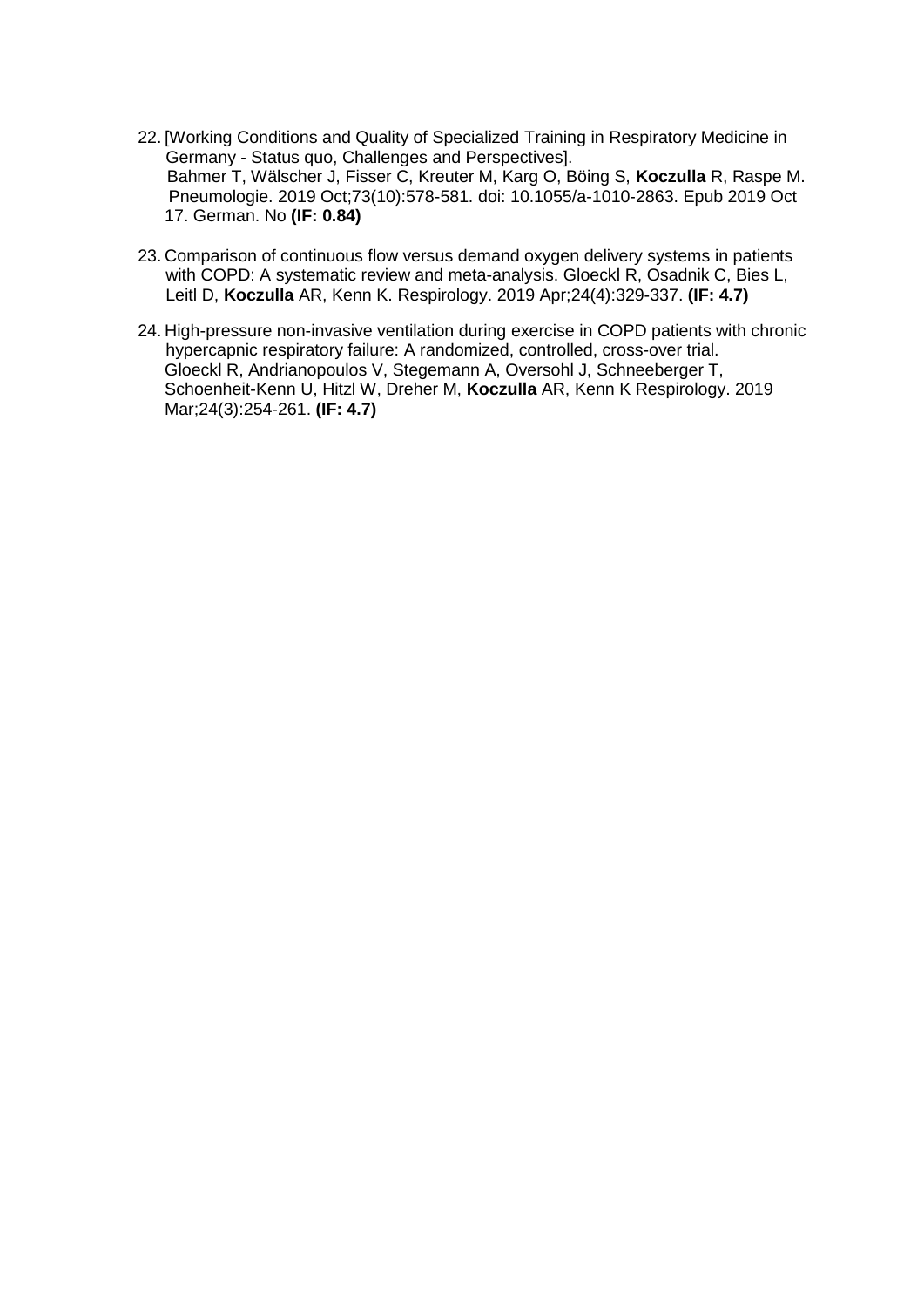22. [Working Conditions and Quality of Specialized Training in Respiratory Medicine in Germany - Status quo, Challenges and Perspectives]. Bahmer T, Wälscher J, Fisser C, Kreuter M, Karg O, Böing S, **Koczulla** R, Raspe M. Pneumologie. 2019 Oct;73(10):578-581. doi: 10.1055/a-1010-2863. Epub 2019 Oct 17. German. No **(IF: 0.84)**

23. Comparison of continuous flow versus demand oxygen delivery systems in patients with COPD: A systematic review and meta-analysis. Gloeckl R, Osadnik C, Bies L, Leitl D, **Koczulla** AR, Kenn K. Respirology. 2019 Apr;24(4):329-337. **(IF: 4.7)**

24. High-pressure non-invasive ventilation during exercise in COPD patients with chronic hypercapnic respiratory failure: A randomized, controlled, cross-over trial. Gloeckl R, Andrianopoulos V, Stegemann A, Oversohl J, Schneeberger T, Schoenheit-Kenn U, Hitzl W, Dreher M, **Koczulla** AR, Kenn K Respirology. 2019 Mar;24(3):254-261. **(IF: 4.7)**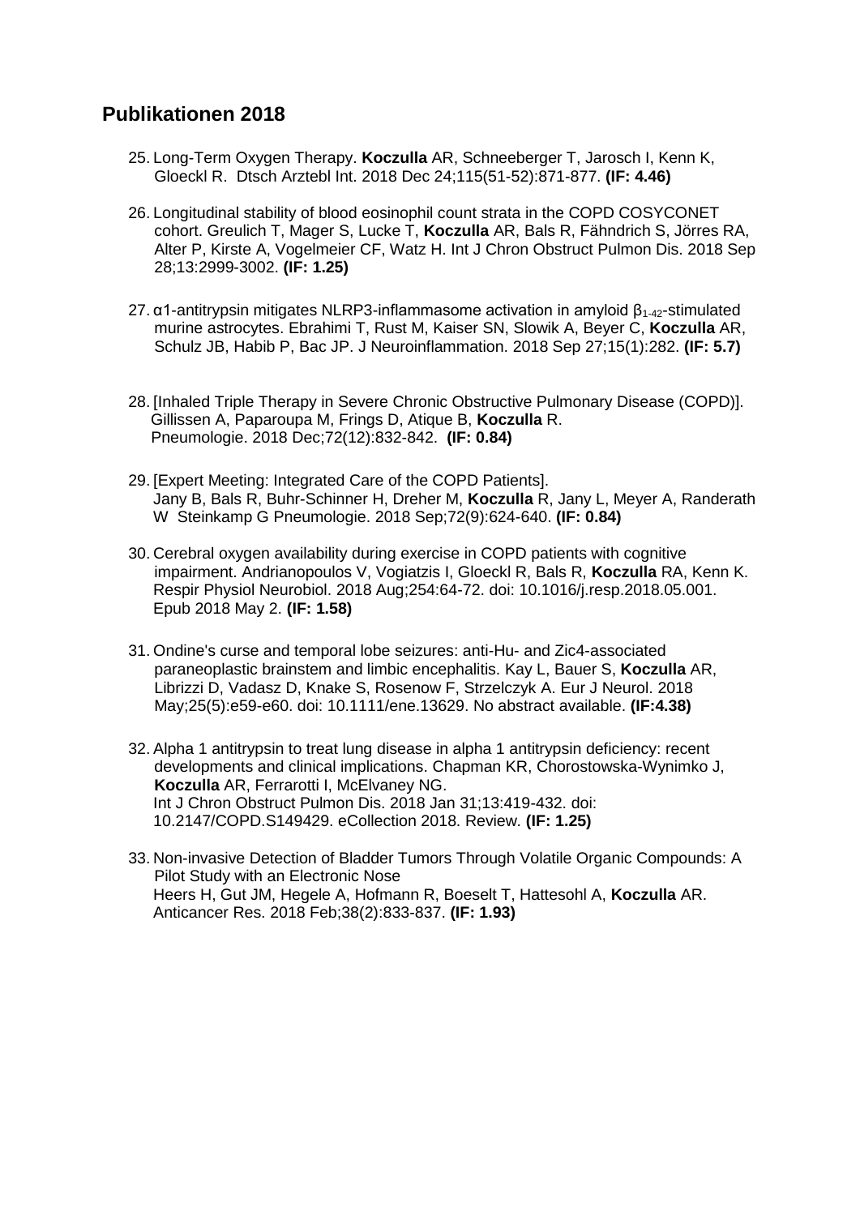## Publikationen 2018

25. Long-Term Oxygen Therapy. **Koczulla** AR, Schneeberger T, Jarosch I, Kenn K, Gloeckl R. Dtsch Arztebl Int. 2018 Dec 24;115(51-52):871-877. **(IF: 4.46)**

26. Longitudinal stability of blood eosinophil count strata in the COPD COSYCONET cohort. Greulich T, Mager S, Lucke T, **Koczulla** AR, Bals R, Fähndrich S, Jörres RA, Alter P, Kirste A, Vogelmeier CF, Watz H. Int J Chron Obstruct Pulmon Dis. 2018 Sep 28;13:2999-3002. **(IF: 1.25)**

27. α1-antitrypsin mitigates NLRP3-inflammasome activation in amyloid $\beta_{1\text{-}42}$-stimulated murine astrocytes. Ebrahimi T, Rust M, Kaiser SN, Slowik A, Beyer C, **Koczulla** AR, Schulz JB, Habib P, Bac JP. J Neuroinflammation. 2018 Sep 27;15(1):282. **(IF: 5.7)**

28. [Inhaled Triple Therapy in Severe Chronic Obstructive Pulmonary Disease (COPD)]. Gillissen A, Paparoupa M, Frings D, Atique B, **Koczulla** R. Pneumologie. 2018 Dec;72(12):832-842. **(IF: 0.84)**

29. [Expert Meeting: Integrated Care of the COPD Patients]. Jany B, Bals R, Buhr-Schinner H, Dreher M, **Koczulla** R, Jany L, Meyer A, Randerath W Steinkamp G Pneumologie. 2018 Sep;72(9):624-640. **(IF: 0.84)**

30. Cerebral oxygen availability during exercise in COPD patients with cognitive impairment. Andrianopoulos V, Vogiatzis I, Gloeckl R, Bals R, **Koczulla** RA, Kenn K. Respir Physiol Neurobiol. 2018 Aug;254:64-72. doi: 10.1016/j.resp.2018.05.001. Epub 2018 May 2. **(IF: 1.58)**

31. Ondine's curse and temporal lobe seizures: anti-Hu- and Zic4-associated paraneoplastic brainstem and limbic encephalitis. Kay L, Bauer S, **Koczulla** AR, Librizzi D, Vadasz D, Knake S, Rosenow F, Strzelczyk A. Eur J Neurol. 2018 May;25(5):e59-e60. doi: 10.1111/ene.13629. No abstract available. **(IF:4.38)**

32. Alpha 1 antitrypsin to treat lung disease in alpha 1 antitrypsin deficiency: recent developments and clinical implications. Chapman KR, Chorostowska-Wynimko J, **Koczulla** AR, Ferrarotti I, McElvaney NG. Int J Chron Obstruct Pulmon Dis. 2018 Jan 31;13:419-432. doi: 10.2147/COPD.S149429. eCollection 2018. Review. **(IF: 1.25)**

33. Non-invasive Detection of Bladder Tumors Through Volatile Organic Compounds: A Pilot Study with an Electronic Nose Heers H, Gut JM, Hegele A, Hofmann R, Boeselt T, Hattesohl A, **Koczulla** AR. Anticancer Res. 2018 Feb;38(2):833-837. **(IF: 1.93)**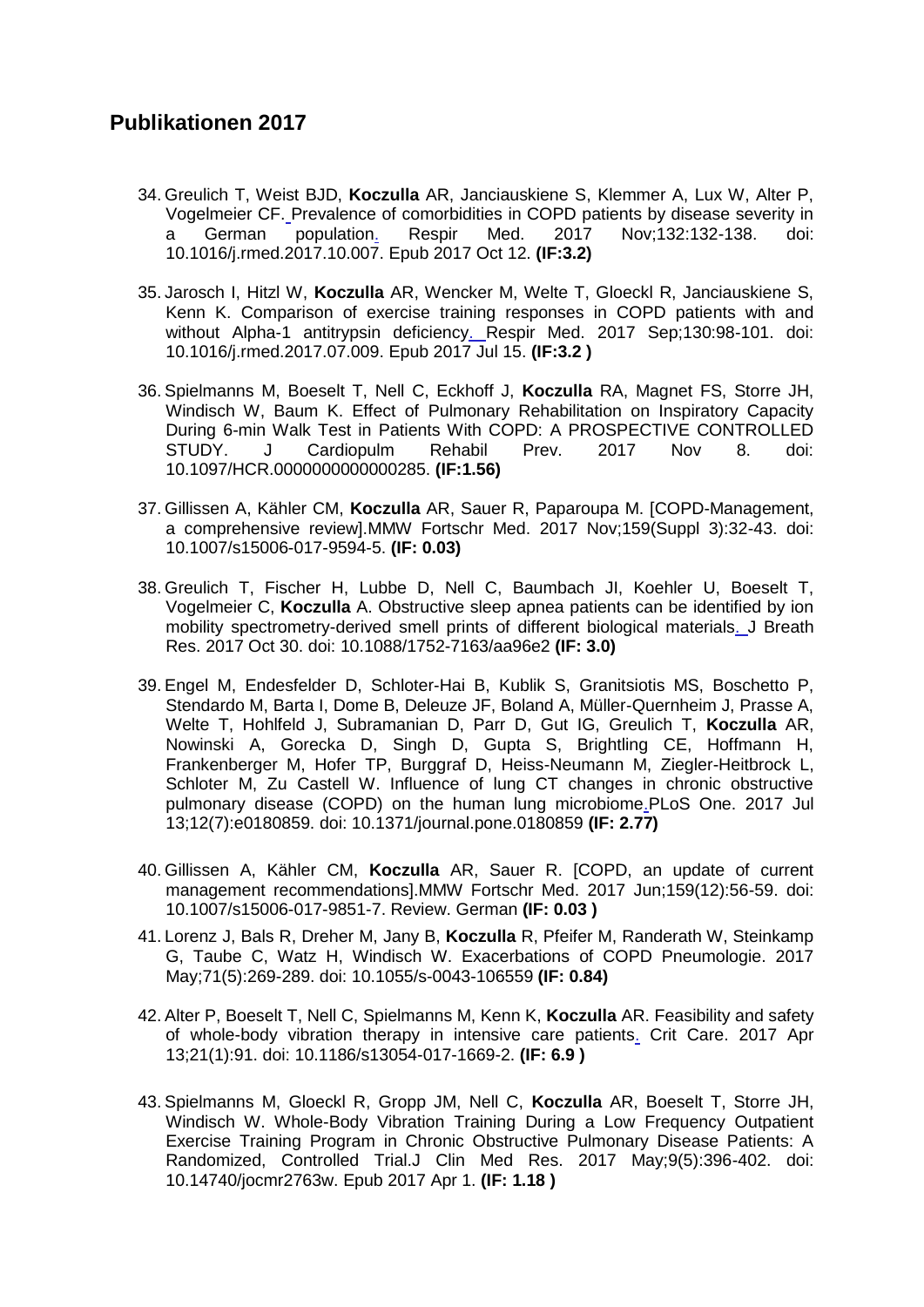## Publikationen 2017

34. Greulich T, Weist BJD, **Koczulla** AR, Janciauskiene S, Klemmer A, Lux W, Alter P, Vogelmeier CF. Prevalence of comorbidities in COPD patients by disease severity in a German population. Respir Med. 2017 Nov;132:132-138. doi: 10.1016/j.rmed.2017.10.007. Epub 2017 Oct 12. **(IF:3.2)**

35. Jarosch I, Hitzl W, **Koczulla** AR, Wencker M, Welte T, Gloeckl R, Janciauskiene S, Kenn K. Comparison of exercise training responses in COPD patients with and without Alpha-1 antitrypsin deficiency. Respir Med. 2017 Sep;130:98-101. doi: 10.1016/j.rmed.2017.07.009. Epub 2017 Jul 15. **(IF:3.2 )**

36. Spielmanns M, Boeselt T, Nell C, Eckhoff J, **Koczulla** RA, Magnet FS, Storre JH, Windisch W, Baum K. Effect of Pulmonary Rehabilitation on Inspiratory Capacity During 6-min Walk Test in Patients With COPD: A PROSPECTIVE CONTROLLED STUDY. J Cardiopulm Rehabil Prev. 2017 Nov 8. doi: 10.1097/HCR.0000000000000285. **(IF:1.56)**

37. Gillissen A, Kähler CM, **Koczulla** AR, Sauer R, Paparoupa M. [COPD-Management, a comprehensive review].MMW Fortschr Med. 2017 Nov;159(Suppl 3):32-43. doi: 10.1007/s15006-017-9594-5. **(IF: 0.03)**

38. Greulich T, Fischer H, Lubbe D, Nell C, Baumbach JI, Koehler U, Boeselt T, Vogelmeier C, **Koczulla** A. Obstructive sleep apnea patients can be identified by ion mobility spectrometry-derived smell prints of different biological materials. J Breath Res. 2017 Oct 30. doi: 10.1088/1752-7163/aa96e2 **(IF: 3.0)**

39. Engel M, Endesfelder D, Schloter-Hai B, Kublik S, Granitsiotis MS, Boschetto P, Stendardo M, Barta I, Dome B, Deleuze JF, Boland A, Müller-Quernheim J, Prasse A, Welte T, Hohlfeld J, Subramanian D, Parr D, Gut IG, Greulich T, **Koczulla** AR, Nowinski A, Gorecka D, Singh D, Gupta S, Brightling CE, Hoffmann H, Frankenberger M, Hofer TP, Burggraf D, Heiss-Neumann M, Ziegler-Heitbrock L, Schloter M, Zu Castell W. Influence of lung CT changes in chronic obstructive pulmonary disease (COPD) on the human lung microbiome.PLoS One. 2017 Jul 13;12(7):e0180859. doi: 10.1371/journal.pone.0180859 **(IF: 2.77)**

40. Gillissen A, Kähler CM, **Koczulla** AR, Sauer R. [COPD, an update of current management recommendations].MMW Fortschr Med. 2017 Jun;159(12):56-59. doi: 10.1007/s15006-017-9851-7. Review. German **(IF: 0.03 )**

41. Lorenz J, Bals R, Dreher M, Jany B, **Koczulla** R, Pfeifer M, Randerath W, Steinkamp G, Taube C, Watz H, Windisch W. Exacerbations of COPD Pneumologie. 2017 May;71(5):269-289. doi: 10.1055/s-0043-106559 **(IF: 0.84)**

42. Alter P, Boeselt T, Nell C, Spielmanns M, Kenn K, **Koczulla** AR. Feasibility and safety of whole-body vibration therapy in intensive care patients. Crit Care. 2017 Apr 13;21(1):91. doi: 10.1186/s13054-017-1669-2. **(IF: 6.9 )**

43. Spielmanns M, Gloeckl R, Gropp JM, Nell C, **Koczulla** AR, Boeselt T, Storre JH, Windisch W. Whole-Body Vibration Training During a Low Frequency Outpatient Exercise Training Program in Chronic Obstructive Pulmonary Disease Patients: A Randomized, Controlled Trial.J Clin Med Res. 2017 May;9(5):396-402. doi: 10.14740/jocmr2763w. Epub 2017 Apr 1. **(IF: 1.18 )**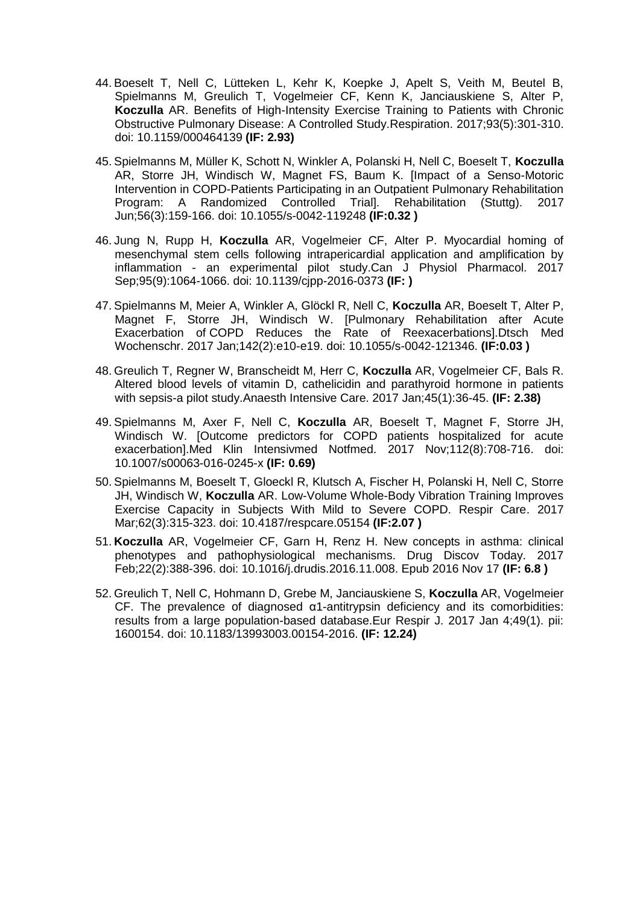44. Boeselt T, Nell C, Lütteken L, Kehr K, Koepke J, Apelt S, Veith M, Beutel B, Spielmanns M, Greulich T, Vogelmeier CF, Kenn K, Janciauskiene S, Alter P, **Koczulla** AR. Benefits of High-Intensity Exercise Training to Patients with Chronic Obstructive Pulmonary Disease: A Controlled Study.Respiration. 2017;93(5):301-310. doi: 10.1159/000464139 **(IF: 2.93)**

45. Spielmanns M, Müller K, Schott N, Winkler A, Polanski H, Nell C, Boeselt T, **Koczulla** AR, Storre JH, Windisch W, Magnet FS, Baum K. [Impact of a Senso-Motoric Intervention in COPD-Patients Participating in an Outpatient Pulmonary Rehabilitation Program: A Randomized Controlled Trial]. Rehabilitation (Stuttg). 2017 Jun;56(3):159-166. doi: 10.1055/s-0042-119248 **(IF:0.32 )**

46. Jung N, Rupp H, **Koczulla** AR, Vogelmeier CF, Alter P. Myocardial homing of mesenchymal stem cells following intrapericardial application and amplification by inflammation - an experimental pilot study.Can J Physiol Pharmacol. 2017 Sep;95(9):1064-1066. doi: 10.1139/cjpp-2016-0373 **(IF: )**

47. Spielmanns M, Meier A, Winkler A, Glöckl R, Nell C, **Koczulla** AR, Boeselt T, Alter P, Magnet F, Storre JH, Windisch W. [Pulmonary Rehabilitation after Acute Exacerbation of COPD Reduces the Rate of Reexacerbations].Dtsch Med Wochenschr. 2017 Jan;142(2):e10-e19. doi: 10.1055/s-0042-121346. **(IF:0.03 )**

48. Greulich T, Regner W, Branscheidt M, Herr C, **Koczulla** AR, Vogelmeier CF, Bals R. Altered blood levels of vitamin D, cathelicidin and parathyroid hormone in patients with sepsis-a pilot study.Anaesth Intensive Care. 2017 Jan;45(1):36-45. **(IF: 2.38)**

49. Spielmanns M, Axer F, Nell C, **Koczulla** AR, Boeselt T, Magnet F, Storre JH, Windisch W. [Outcome predictors for COPD patients hospitalized for acute exacerbation].Med Klin Intensivmed Notfmed. 2017 Nov;112(8):708-716. doi: 10.1007/s00063-016-0245-x **(IF: 0.69)**

50. Spielmanns M, Boeselt T, Gloeckl R, Klutsch A, Fischer H, Polanski H, Nell C, Storre JH, Windisch W, **Koczulla** AR. Low-Volume Whole-Body Vibration Training Improves Exercise Capacity in Subjects With Mild to Severe COPD. Respir Care. 2017 Mar;62(3):315-323. doi: 10.4187/respcare.05154 **(IF:2.07 )**

51. **Koczulla** AR, Vogelmeier CF, Garn H, Renz H. New concepts in asthma: clinical phenotypes and pathophysiological mechanisms. Drug Discov Today. 2017 Feb;22(2):388-396. doi: 10.1016/j.drudis.2016.11.008. Epub 2016 Nov 17 **(IF: 6.8 )**

52. Greulich T, Nell C, Hohmann D, Grebe M, Janciauskiene S, **Koczulla** AR, Vogelmeier CF. The prevalence of diagnosed α1-antitrypsin deficiency and its comorbidities: results from a large population-based database.Eur Respir J. 2017 Jan 4;49(1). pii: 1600154. doi: 10.1183/13993003.00154-2016. **(IF: 12.24)**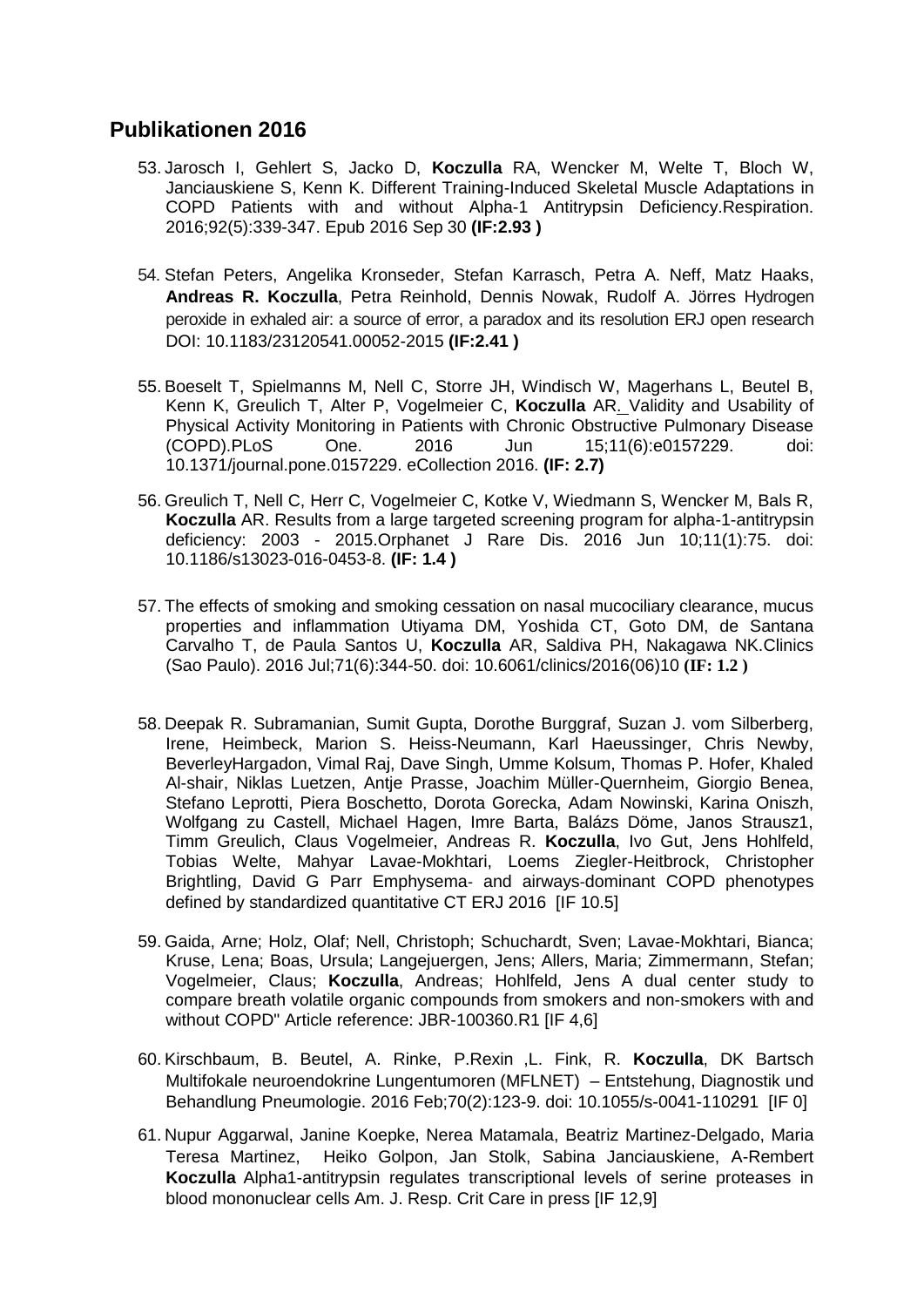## Publikationen 2016

53. Jarosch I, Gehlert S, Jacko D, **Koczulla** RA, Wencker M, Welte T, Bloch W, Janciauskiene S, Kenn K. Different Training-Induced Skeletal Muscle Adaptations in COPD Patients with and without Alpha-1 Antitrypsin Deficiency.Respiration. 2016;92(5):339-347. Epub 2016 Sep 30 **(IF:2.93 )**

54. Stefan Peters, Angelika Kronseder, Stefan Karrasch, Petra A. Neff, Matz Haaks, **Andreas R. Koczulla**, Petra Reinhold, Dennis Nowak, Rudolf A. Jörres Hydrogen peroxide in exhaled air: a source of error, a paradox and its resolution ERJ open research DOI: 10.1183/23120541.00052-2015 **(IF:2.41 )**

55. Boeselt T, Spielmanns M, Nell C, Storre JH, Windisch W, Magerhans L, Beutel B, Kenn K, Greulich T, Alter P, Vogelmeier C, **Koczulla** AR. Validity and Usability of Physical Activity Monitoring in Patients with Chronic Obstructive Pulmonary Disease (COPD).PLoS One. 2016 Jun 15;11(6):e0157229. doi: 10.1371/journal.pone.0157229. eCollection 2016. **(IF: 2.7)**

56. Greulich T, Nell C, Herr C, Vogelmeier C, Kotke V, Wiedmann S, Wencker M, Bals R, **Koczulla** AR. Results from a large targeted screening program for alpha-1-antitrypsin deficiency: 2003 - 2015.Orphanet J Rare Dis. 2016 Jun 10;11(1):75. doi: 10.1186/s13023-016-0453-8. **(IF: 1.4 )**

57. The effects of smoking and smoking cessation on nasal mucociliary clearance, mucus properties and inflammation Utiyama DM, Yoshida CT, Goto DM, de Santana Carvalho T, de Paula Santos U, **Koczulla** AR, Saldiva PH, Nakagawa NK.Clinics (Sao Paulo). 2016 Jul;71(6):344-50. doi: 10.6061/clinics/2016(06)10 **(IF: 1.2 )**

58. Deepak R. Subramanian, Sumit Gupta, Dorothe Burggraf, Suzan J. vom Silberberg, Irene, Heimbeck, Marion S. Heiss-Neumann, Karl Haeussinger, Chris Newby, BeverleyHargadon, Vimal Raj, Dave Singh, Umme Kolsum, Thomas P. Hofer, Khaled Al-shair, Niklas Luetzen, Antje Prasse, Joachim Müller-Quernheim, Giorgio Benea, Stefano Leprotti, Piera Boschetto, Dorota Gorecka, Adam Nowinski, Karina Oniszh, Wolfgang zu Castell, Michael Hagen, Imre Barta, Balázs Döme, Janos Strausz1, Timm Greulich, Claus Vogelmeier, Andreas R. **Koczulla**, Ivo Gut, Jens Hohlfeld, Tobias Welte, Mahyar Lavae-Mokhtari, Loems Ziegler-Heitbrock, Christopher Brightling, David G Parr Emphysema- and airways-dominant COPD phenotypes defined by standardized quantitative CT ERJ 2016 [IF 10.5]

59. Gaida, Arne; Holz, Olaf; Nell, Christoph; Schuchardt, Sven; Lavae-Mokhtari, Bianca; Kruse, Lena; Boas, Ursula; Langejuergen, Jens; Allers, Maria; Zimmermann, Stefan; Vogelmeier, Claus; **Koczulla**, Andreas; Hohlfeld, Jens A dual center study to compare breath volatile organic compounds from smokers and non-smokers with and without COPD" Article reference: JBR-100360.R1 [IF 4,6]

60. Kirschbaum, B. Beutel, A. Rinke, P.Rexin ,L. Fink, R. **Koczulla**, DK Bartsch Multifokale neuroendokrine Lungentumoren (MFLNET) – Entstehung, Diagnostik und Behandlung Pneumologie. 2016 Feb;70(2):123-9. doi: 10.1055/s-0041-110291 [IF 0]

61. Nupur Aggarwal, Janine Koepke, Nerea Matamala, Beatriz Martinez-Delgado, Maria Teresa Martinez, Heiko Golpon, Jan Stolk, Sabina Janciauskiene, A-Rembert **Koczulla** Alpha1-antitrypsin regulates transcriptional levels of serine proteases in blood mononuclear cells Am. J. Resp. Crit Care in press [IF 12,9]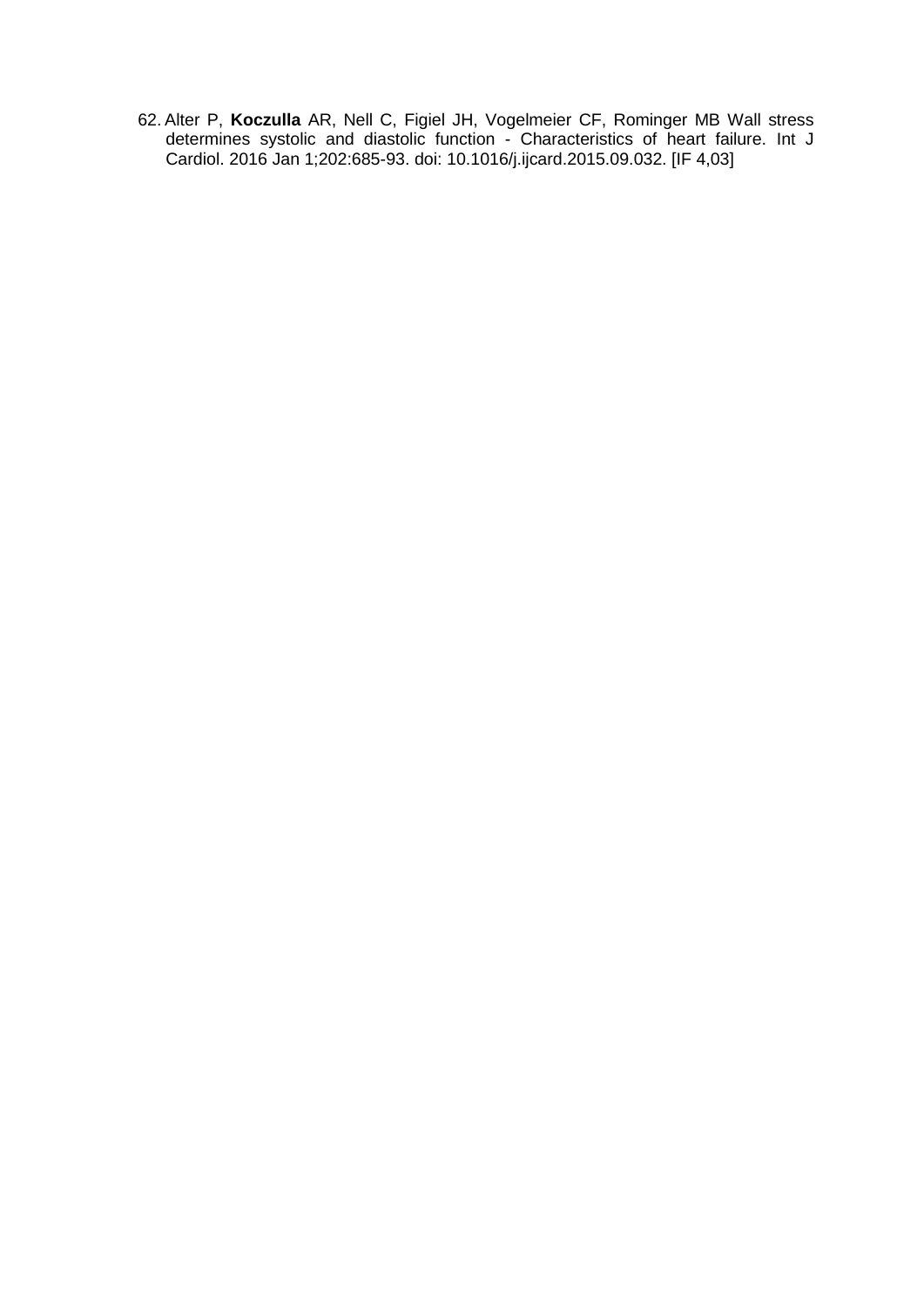62. Alter P, **Koczulla** AR, Nell C, Figiel JH, Vogelmeier CF, Rominger MB Wall stress determines systolic and diastolic function - Characteristics of heart failure. Int J Cardiol. 2016 Jan 1;202:685-93. doi: 10.1016/j.ijcard.2015.09.032. [IF 4,03]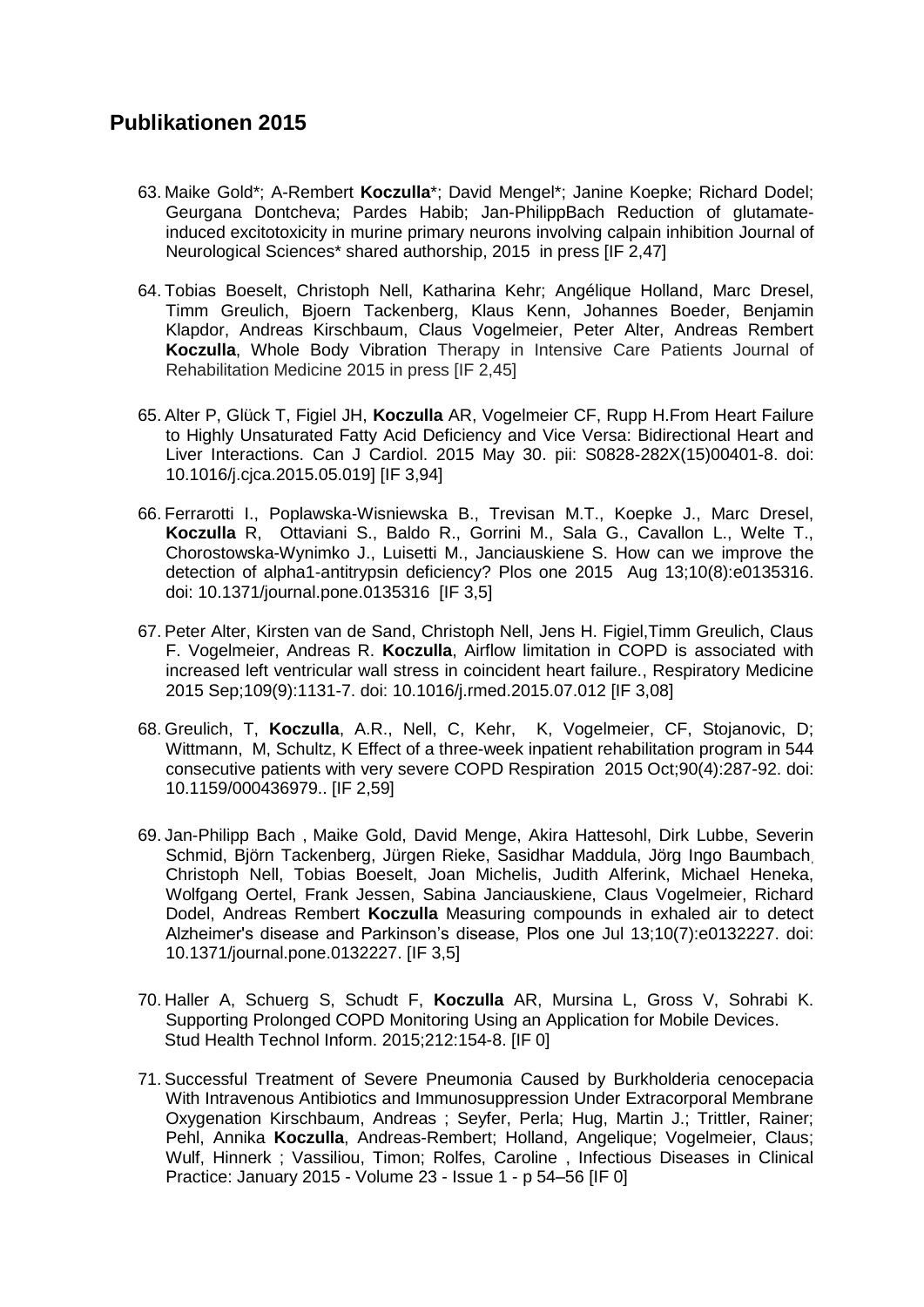## Publikationen 2015

63. Maike Gold*; A-Rembert **Koczulla***; David Mengel*; Janine Koepke; Richard Dodel; Geurgana Dontcheva; Pardes Habib; Jan-PhilippBach Reduction of glutamate-induced excitotoxicity in murine primary neurons involving calpain inhibition Journal of Neurological Sciences* shared authorship, 2015 in press [IF 2,47]

64. Tobias Boeselt, Christoph Nell, Katharina Kehr; Angélique Holland, Marc Dresel, Timm Greulich, Bjoern Tackenberg, Klaus Kenn, Johannes Boeder, Benjamin Klapdor, Andreas Kirschbaum, Claus Vogelmeier, Peter Alter, Andreas Rembert **Koczulla**, Whole Body Vibration Therapy in Intensive Care Patients Journal of Rehabilitation Medicine 2015 in press [IF 2,45]

65. Alter P, Glück T, Figiel JH, **Koczulla** AR, Vogelmeier CF, Rupp H.From Heart Failure to Highly Unsaturated Fatty Acid Deficiency and Vice Versa: Bidirectional Heart and Liver Interactions. Can J Cardiol. 2015 May 30. pii: S0828-282X(15)00401-8. doi: 10.1016/j.cjca.2015.05.019] [IF 3,94]

66. Ferrarotti I., Poplawska-Wisniewska B., Trevisan M.T., Koepke J., Marc Dresel, **Koczulla** R, Ottaviani S., Baldo R., Gorrini M., Sala G., Cavallon L., Welte T., Chorostowska-Wynimko J., Luisetti M., Janciauskiene S. How can we improve the detection of alpha1-antitrypsin deficiency? Plos one 2015 Aug 13;10(8):e0135316. doi: 10.1371/journal.pone.0135316 [IF 3,5]

67. Peter Alter, Kirsten van de Sand, Christoph Nell, Jens H. Figiel,Timm Greulich, Claus F. Vogelmeier, Andreas R. **Koczulla**, Airflow limitation in COPD is associated with increased left ventricular wall stress in coincident heart failure., Respiratory Medicine 2015 Sep;109(9):1131-7. doi: 10.1016/j.rmed.2015.07.012 [IF 3,08]

68. Greulich, T, **Koczulla**, A.R., Nell, C, Kehr, K, Vogelmeier, CF, Stojanovic, D; Wittmann, M, Schultz, K Effect of a three-week inpatient rehabilitation program in 544 consecutive patients with very severe COPD Respiration 2015 Oct;90(4):287-92. doi: 10.1159/000436979.. [IF 2,59]

69. Jan-Philipp Bach , Maike Gold, David Menge, Akira Hattesohl, Dirk Lubbe, Severin Schmid, Björn Tackenberg, Jürgen Rieke, Sasidhar Maddula, Jörg Ingo Baumbach, Christoph Nell, Tobias Boeselt, Joan Michelis, Judith Alferink, Michael Heneka, Wolfgang Oertel, Frank Jessen, Sabina Janciauskiene, Claus Vogelmeier, Richard Dodel, Andreas Rembert **Koczulla** Measuring compounds in exhaled air to detect Alzheimer's disease and Parkinson's disease, Plos one Jul 13;10(7):e0132227. doi: 10.1371/journal.pone.0132227. [IF 3,5]

70. Haller A, Schuerg S, Schudt F, **Koczulla** AR, Mursina L, Gross V, Sohrabi K. Supporting Prolonged COPD Monitoring Using an Application for Mobile Devices. Stud Health Technol Inform. 2015;212:154-8. [IF 0]

71. Successful Treatment of Severe Pneumonia Caused by Burkholderia cenocepacia With Intravenous Antibiotics and Immunosuppression Under Extracorporal Membrane Oxygenation Kirschbaum, Andreas ; Seyfer, Perla; Hug, Martin J.; Trittler, Rainer; Pehl, Annika **Koczulla**, Andreas-Rembert; Holland, Angelique; Vogelmeier, Claus; Wulf, Hinnerk ; Vassiliou, Timon; Rolfes, Caroline , Infectious Diseases in Clinical Practice: January 2015 - Volume 23 - Issue 1 - p 54–56 [IF 0]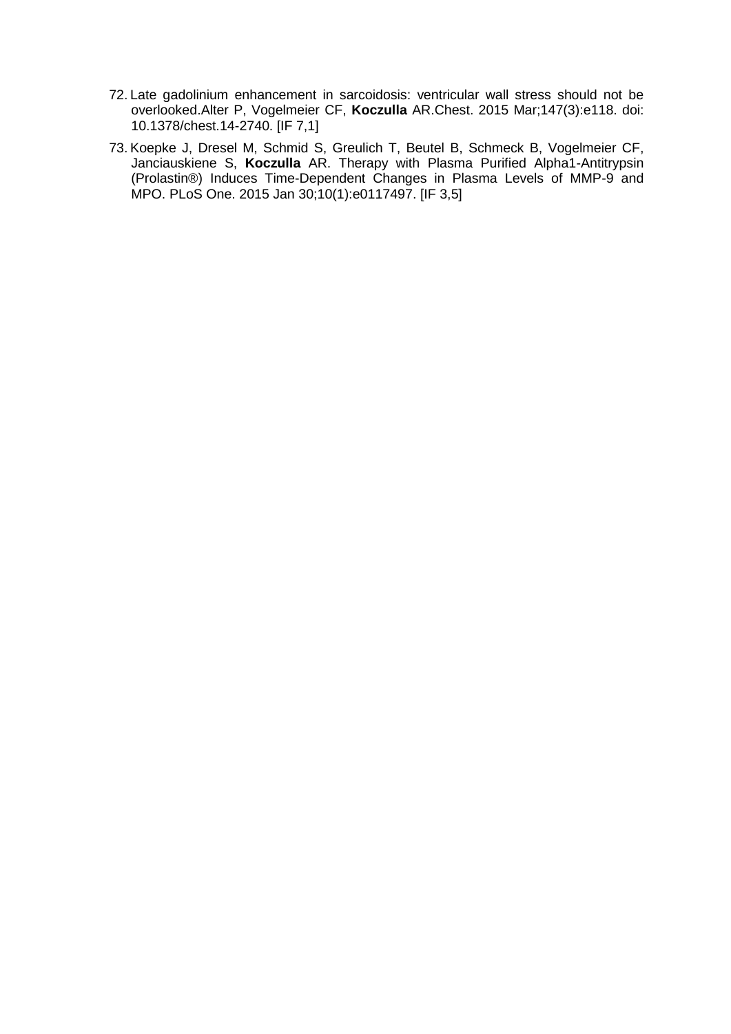72. Late gadolinium enhancement in sarcoidosis: ventricular wall stress should not be overlooked.Alter P, Vogelmeier CF, **Koczulla** AR.Chest. 2015 Mar;147(3):e118. doi: 10.1378/chest.14-2740. [IF 7,1]

73. Koepke J, Dresel M, Schmid S, Greulich T, Beutel B, Schmeck B, Vogelmeier CF, Janciauskiene S, **Koczulla** AR. Therapy with Plasma Purified Alpha1-Antitrypsin (Prolastin®) Induces Time-Dependent Changes in Plasma Levels of MMP-9 and MPO. PLoS One. 2015 Jan 30;10(1):e0117497. [IF 3,5]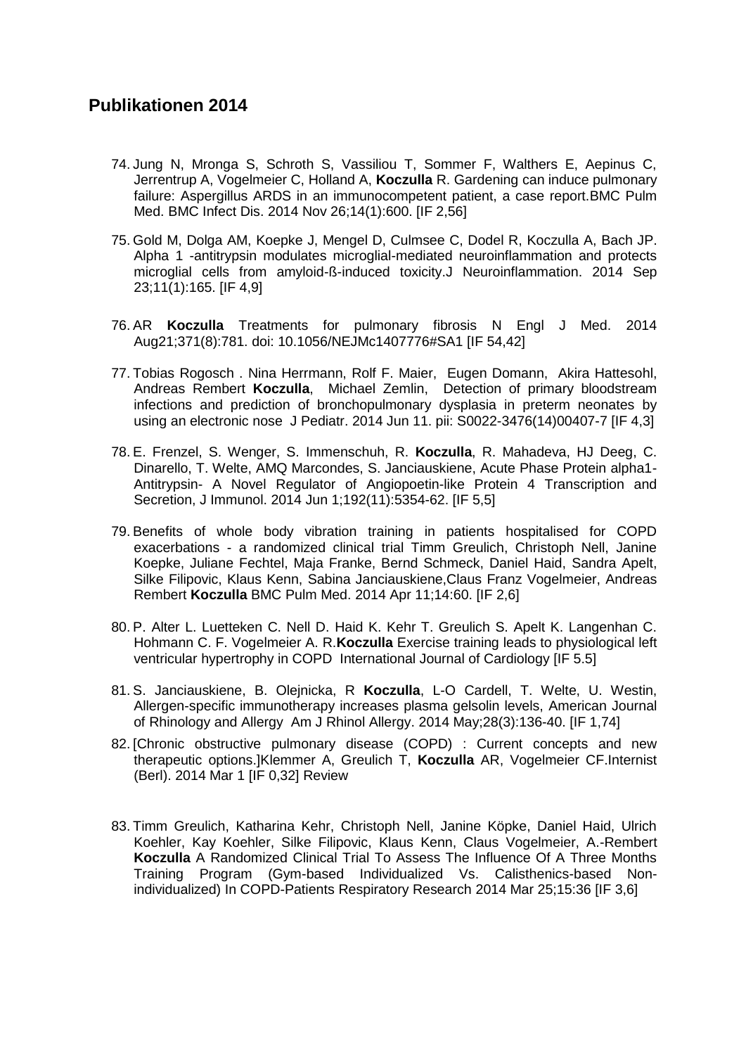## Publikationen 2014

74. Jung N, Mronga S, Schroth S, Vassiliou T, Sommer F, Walthers E, Aepinus C, Jerrentrup A, Vogelmeier C, Holland A, **Koczulla** R. Gardening can induce pulmonary failure: Aspergillus ARDS in an immunocompetent patient, a case report.BMC Pulm Med. BMC Infect Dis. 2014 Nov 26;14(1):600. [IF 2,56]

75. Gold M, Dolga AM, Koepke J, Mengel D, Culmsee C, Dodel R, Koczulla A, Bach JP. Alpha 1 -antitrypsin modulates microglial-mediated neuroinflammation and protects microglial cells from amyloid-ß-induced toxicity.J Neuroinflammation. 2014 Sep 23;11(1):165. [IF 4,9]

76. AR **Koczulla** Treatments for pulmonary fibrosis N Engl J Med. 2014 Aug21;371(8):781. doi: 10.1056/NEJMc1407776#SA1 [IF 54,42]

77. Tobias Rogosch . Nina Herrmann, Rolf F. Maier, Eugen Domann, Akira Hattesohl, Andreas Rembert **Koczulla**, Michael Zemlin, Detection of primary bloodstream infections and prediction of bronchopulmonary dysplasia in preterm neonates by using an electronic nose J Pediatr. 2014 Jun 11. pii: S0022-3476(14)00407-7 [IF 4,3]

78. E. Frenzel, S. Wenger, S. Immenschuh, R. **Koczulla**, R. Mahadeva, HJ Deeg, C. Dinarello, T. Welte, AMQ Marcondes, S. Janciauskiene, Acute Phase Protein alpha1-Antitrypsin- A Novel Regulator of Angiopoetin-like Protein 4 Transcription and Secretion, J Immunol. 2014 Jun 1;192(11):5354-62. [IF 5,5]

79. Benefits of whole body vibration training in patients hospitalised for COPD exacerbations - a randomized clinical trial Timm Greulich, Christoph Nell, Janine Koepke, Juliane Fechtel, Maja Franke, Bernd Schmeck, Daniel Haid, Sandra Apelt, Silke Filipovic, Klaus Kenn, Sabina Janciauskiene,Claus Franz Vogelmeier, Andreas Rembert **Koczulla** BMC Pulm Med. 2014 Apr 11;14:60. [IF 2,6]

80. P. Alter L. Luetteken C. Nell D. Haid K. Kehr T. Greulich S. Apelt K. Langenhan C. Hohmann C. F. Vogelmeier A. R.**Koczulla** Exercise training leads to physiological left ventricular hypertrophy in COPD International Journal of Cardiology [IF 5.5]

81. S. Janciauskiene, B. Olejnicka, R **Koczulla**, L-O Cardell, T. Welte, U. Westin, Allergen-specific immunotherapy increases plasma gelsolin levels, American Journal of Rhinology and Allergy Am J Rhinol Allergy. 2014 May;28(3):136-40. [IF 1,74]

82. [Chronic obstructive pulmonary disease (COPD) : Current concepts and new therapeutic options.]Klemmer A, Greulich T, **Koczulla** AR, Vogelmeier CF.Internist (Berl). 2014 Mar 1 [IF 0,32] Review

83. Timm Greulich, Katharina Kehr, Christoph Nell, Janine Köpke, Daniel Haid, Ulrich Koehler, Kay Koehler, Silke Filipovic, Klaus Kenn, Claus Vogelmeier, A.-Rembert **Koczulla** A Randomized Clinical Trial To Assess The Influence Of A Three Months Training Program (Gym-based Individualized Vs. Calisthenics-based Non-individualized) In COPD-Patients Respiratory Research 2014 Mar 25;15:36 [IF 3,6]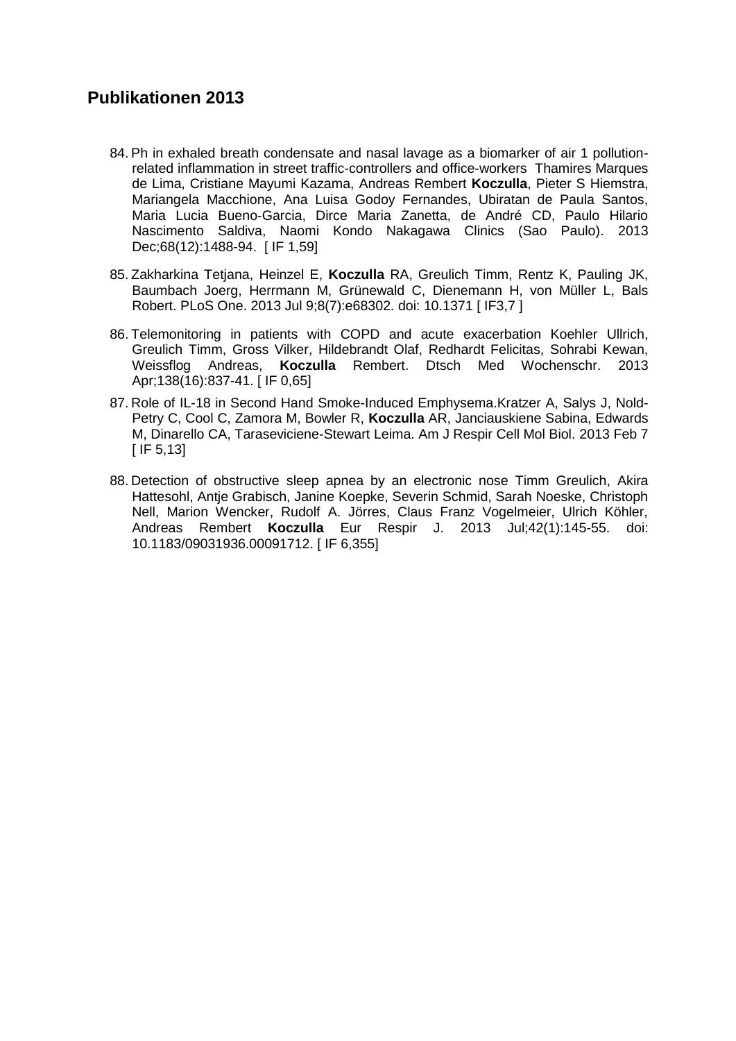## Publikationen 2013

84. Ph in exhaled breath condensate and nasal lavage as a biomarker of air 1 pollution-related inflammation in street traffic-controllers and office-workers Thamires Marques de Lima, Cristiane Mayumi Kazama, Andreas Rembert **Koczulla**, Pieter S Hiemstra, Mariangela Macchione, Ana Luisa Godoy Fernandes, Ubiratan de Paula Santos, Maria Lucia Bueno-Garcia, Dirce Maria Zanetta, de André CD, Paulo Hilario Nascimento Saldiva, Naomi Kondo Nakagawa Clinics (Sao Paulo). 2013 Dec;68(12):1488-94. [ IF 1,59]

85. Zakharkina Tetjana, Heinzel E, **Koczulla** RA, Greulich Timm, Rentz K, Pauling JK, Baumbach Joerg, Herrmann M, Grünewald C, Dienemann H, von Müller L, Bals Robert. PLoS One. 2013 Jul 9;8(7):e68302. doi: 10.1371 [ IF3,7 ]

86. Telemonitoring in patients with COPD and acute exacerbation Koehler Ullrich, Greulich Timm, Gross Vilker, Hildebrandt Olaf, Redhardt Felicitas, Sohrabi Kewan, Weissflog Andreas, **Koczulla** Rembert. Dtsch Med Wochenschr. 2013 Apr;138(16):837-41. [ IF 0,65]

87. Role of IL-18 in Second Hand Smoke-Induced Emphysema.Kratzer A, Salys J, Nold-Petry C, Cool C, Zamora M, Bowler R, **Koczulla** AR, Janciauskiene Sabina, Edwards M, Dinarello CA, Taraseviciene-Stewart Leima. Am J Respir Cell Mol Biol. 2013 Feb 7 [ IF 5,13]

88. Detection of obstructive sleep apnea by an electronic nose Timm Greulich, Akira Hattesohl, Antje Grabisch, Janine Koepke, Severin Schmid, Sarah Noeske, Christoph Nell, Marion Wencker, Rudolf A. Jörres, Claus Franz Vogelmeier, Ulrich Köhler, Andreas Rembert **Koczulla** Eur Respir J. 2013 Jul;42(1):145-55. doi: 10.1183/09031936.00091712. [ IF 6,355]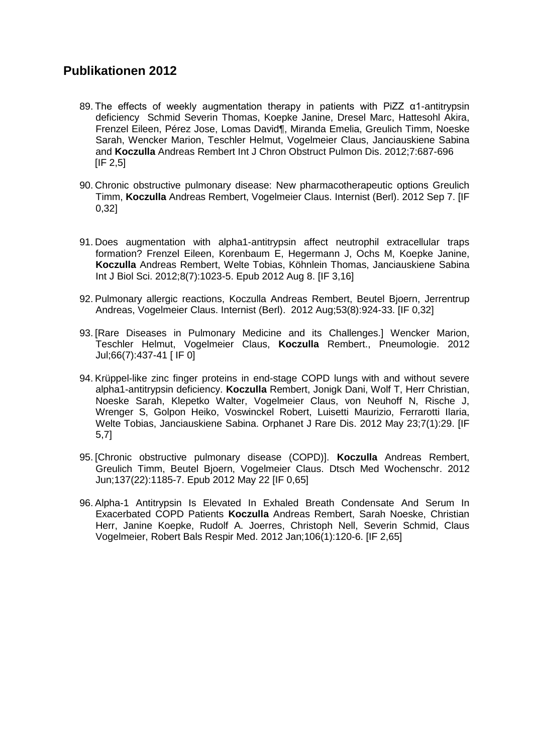## Publikationen 2012

89. The effects of weekly augmentation therapy in patients with PiZZ α1-antitrypsin deficiency  Schmid Severin Thomas, Koepke Janine, Dresel Marc, Hattesohl Akira, Frenzel Eileen, Pérez Jose, Lomas David¶, Miranda Emelia, Greulich Timm, Noeske Sarah, Wencker Marion, Teschler Helmut, Vogelmeier Claus, Janciauskiene Sabina and **Koczulla** Andreas Rembert Int J Chron Obstruct Pulmon Dis. 2012;7:687-696 [IF 2,5]

90. Chronic obstructive pulmonary disease: New pharmacotherapeutic options Greulich Timm, **Koczulla** Andreas Rembert, Vogelmeier Claus. Internist (Berl). 2012 Sep 7. [IF 0,32]

91. Does augmentation with alpha1-antitrypsin affect neutrophil extracellular traps formation? Frenzel Eileen, Korenbaum E, Hegermann J, Ochs M, Koepke Janine, **Koczulla** Andreas Rembert, Welte Tobias, Köhnlein Thomas, Janciauskiene Sabina Int J Biol Sci. 2012;8(7):1023-5. Epub 2012 Aug 8. [IF 3,16]

92. Pulmonary allergic reactions, Koczulla Andreas Rembert, Beutel Bjoern, Jerrentrup Andreas, Vogelmeier Claus. Internist (Berl). 2012 Aug;53(8):924-33. [IF 0,32]

93. [Rare Diseases in Pulmonary Medicine and its Challenges.] Wencker Marion, Teschler Helmut, Vogelmeier Claus, **Koczulla** Rembert., Pneumologie. 2012 Jul;66(7):437-41 [ IF 0]

94. Krüppel-like zinc finger proteins in end-stage COPD lungs with and without severe alpha1-antitrypsin deficiency. **Koczulla** Rembert, Jonigk Dani, Wolf T, Herr Christian, Noeske Sarah, Klepetko Walter, Vogelmeier Claus, von Neuhoff N, Rische J, Wrenger S, Golpon Heiko, Voswinckel Robert, Luisetti Maurizio, Ferrarotti Ilaria, Welte Tobias, Janciauskiene Sabina. Orphanet J Rare Dis. 2012 May 23;7(1):29. [IF 5,7]

95. [Chronic obstructive pulmonary disease (COPD)]. **Koczulla** Andreas Rembert, Greulich Timm, Beutel Bjoern, Vogelmeier Claus. Dtsch Med Wochenschr. 2012 Jun;137(22):1185-7. Epub 2012 May 22 [IF 0,65]

96. Alpha-1 Antitrypsin Is Elevated In Exhaled Breath Condensate And Serum In Exacerbated COPD Patients **Koczulla** Andreas Rembert, Sarah Noeske, Christian Herr, Janine Koepke, Rudolf A. Joerres, Christoph Nell, Severin Schmid, Claus Vogelmeier, Robert Bals Respir Med. 2012 Jan;106(1):120-6. [IF 2,65]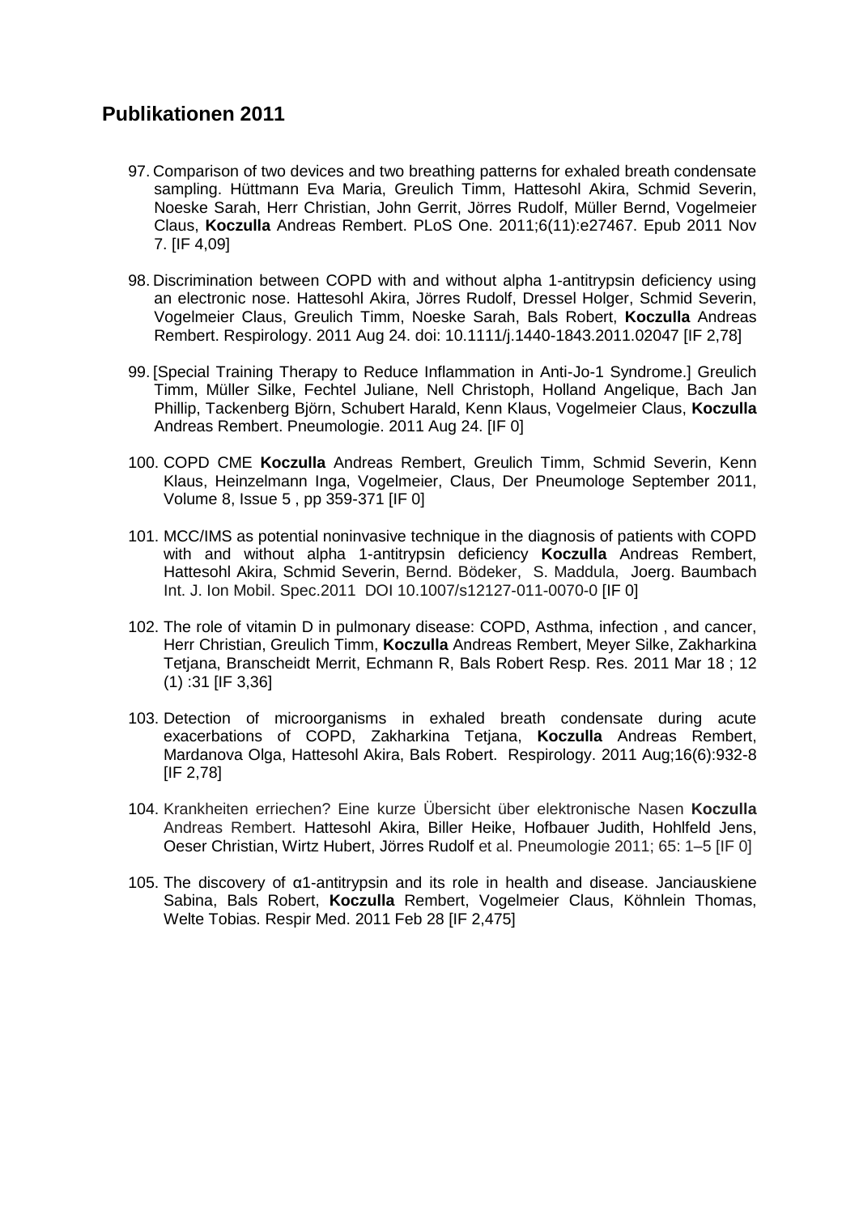## Publikationen 2011

97. Comparison of two devices and two breathing patterns for exhaled breath condensate sampling. Hüttmann Eva Maria, Greulich Timm, Hattesohl Akira, Schmid Severin, Noeske Sarah, Herr Christian, John Gerrit, Jörres Rudolf, Müller Bernd, Vogelmeier Claus, **Koczulla** Andreas Rembert. PLoS One. 2011;6(11):e27467. Epub 2011 Nov 7. [IF 4,09]

98. Discrimination between COPD with and without alpha 1-antitrypsin deficiency using an electronic nose. Hattesohl Akira, Jörres Rudolf, Dressel Holger, Schmid Severin, Vogelmeier Claus, Greulich Timm, Noeske Sarah, Bals Robert, **Koczulla** Andreas Rembert. Respirology. 2011 Aug 24. doi: 10.1111/j.1440-1843.2011.02047 [IF 2,78]

99. [Special Training Therapy to Reduce Inflammation in Anti-Jo-1 Syndrome.] Greulich Timm, Müller Silke, Fechtel Juliane, Nell Christoph, Holland Angelique, Bach Jan Phillip, Tackenberg Björn, Schubert Harald, Kenn Klaus, Vogelmeier Claus, **Koczulla** Andreas Rembert. Pneumologie. 2011 Aug 24. [IF 0]

100. COPD CME **Koczulla** Andreas Rembert, Greulich Timm, Schmid Severin, Kenn Klaus, Heinzelmann Inga, Vogelmeier, Claus, Der Pneumologe September 2011, Volume 8, Issue 5 , pp 359-371 [IF 0]

101. MCC/IMS as potential noninvasive technique in the diagnosis of patients with COPD with and without alpha 1-antitrypsin deficiency **Koczulla** Andreas Rembert, Hattesohl Akira, Schmid Severin, Bernd. Bödeker, S. Maddula, Joerg. Baumbach Int. J. Ion Mobil. Spec.2011 DOI 10.1007/s12127-011-0070-0 [IF 0]

102. The role of vitamin D in pulmonary disease: COPD, Asthma, infection , and cancer, Herr Christian, Greulich Timm, **Koczulla** Andreas Rembert, Meyer Silke, Zakharkina Tetjana, Branscheidt Merrit, Echmann R, Bals Robert Resp. Res. 2011 Mar 18 ; 12 (1) :31 [IF 3,36]

103. Detection of microorganisms in exhaled breath condensate during acute exacerbations of COPD, Zakharkina Tetjana, **Koczulla** Andreas Rembert, Mardanova Olga, Hattesohl Akira, Bals Robert. Respirology. 2011 Aug;16(6):932-8 [IF 2,78]

104. Krankheiten erriechen? Eine kurze Übersicht über elektronische Nasen **Koczulla** Andreas Rembert. Hattesohl Akira, Biller Heike, Hofbauer Judith, Hohlfeld Jens, Oeser Christian, Wirtz Hubert, Jörres Rudolf et al. Pneumologie 2011; 65: 1–5 [IF 0]

105. The discovery of α1-antitrypsin and its role in health and disease. Janciauskiene Sabina, Bals Robert, **Koczulla** Rembert, Vogelmeier Claus, Köhnlein Thomas, Welte Tobias. Respir Med. 2011 Feb 28 [IF 2,475]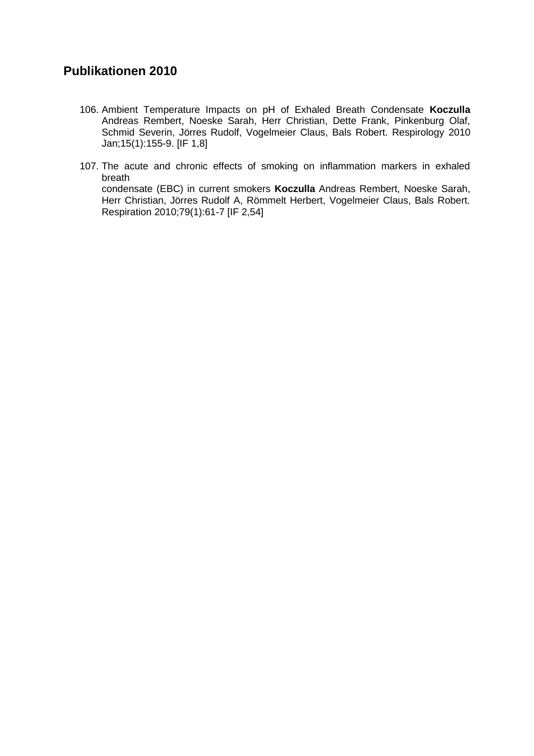## Publikationen 2010

106. Ambient Temperature Impacts on pH of Exhaled Breath Condensate **Koczulla** Andreas Rembert, Noeske Sarah, Herr Christian, Dette Frank, Pinkenburg Olaf, Schmid Severin, Jörres Rudolf, Vogelmeier Claus, Bals Robert. Respirology 2010 Jan;15(1):155-9. [IF 1,8]

107. The acute and chronic effects of smoking on inflammation markers in exhaled breath
condensate (EBC) in current smokers **Koczulla** Andreas Rembert, Noeske Sarah, Herr Christian, Jörres Rudolf A, Römmelt Herbert, Vogelmeier Claus, Bals Robert. Respiration 2010;79(1):61-7 [IF 2,54]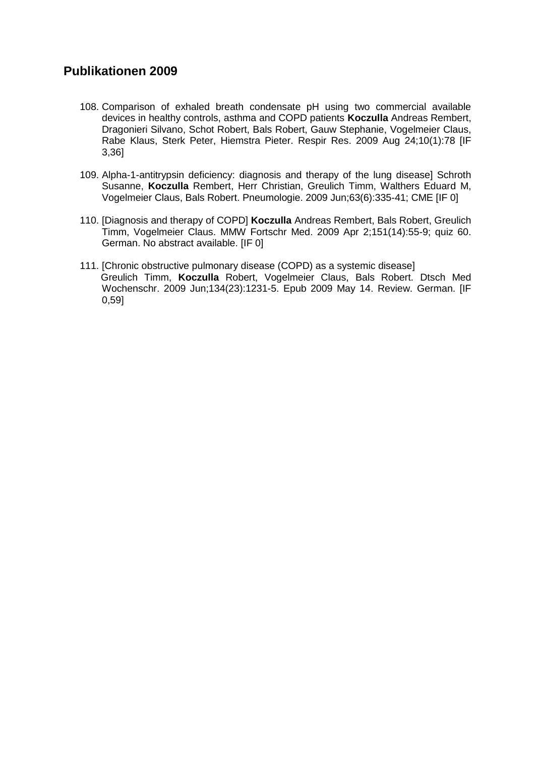## Publikationen 2009

108. Comparison of exhaled breath condensate pH using two commercial available devices in healthy controls, asthma and COPD patients **Koczulla** Andreas Rembert, Dragonieri Silvano, Schot Robert, Bals Robert, Gauw Stephanie, Vogelmeier Claus, Rabe Klaus, Sterk Peter, Hiemstra Pieter. Respir Res. 2009 Aug 24;10(1):78 [IF 3,36]

109. Alpha-1-antitrypsin deficiency: diagnosis and therapy of the lung disease] Schroth Susanne, **Koczulla** Rembert, Herr Christian, Greulich Timm, Walthers Eduard M, Vogelmeier Claus, Bals Robert. Pneumologie. 2009 Jun;63(6):335-41; CME [IF 0]

110. [Diagnosis and therapy of COPD] **Koczulla** Andreas Rembert, Bals Robert, Greulich Timm, Vogelmeier Claus. MMW Fortschr Med. 2009 Apr 2;151(14):55-9; quiz 60. German. No abstract available. [IF 0]

111. [Chronic obstructive pulmonary disease (COPD) as a systemic disease] Greulich Timm, **Koczulla** Robert, Vogelmeier Claus, Bals Robert. Dtsch Med Wochenschr. 2009 Jun;134(23):1231-5. Epub 2009 May 14. Review. German. [IF 0,59]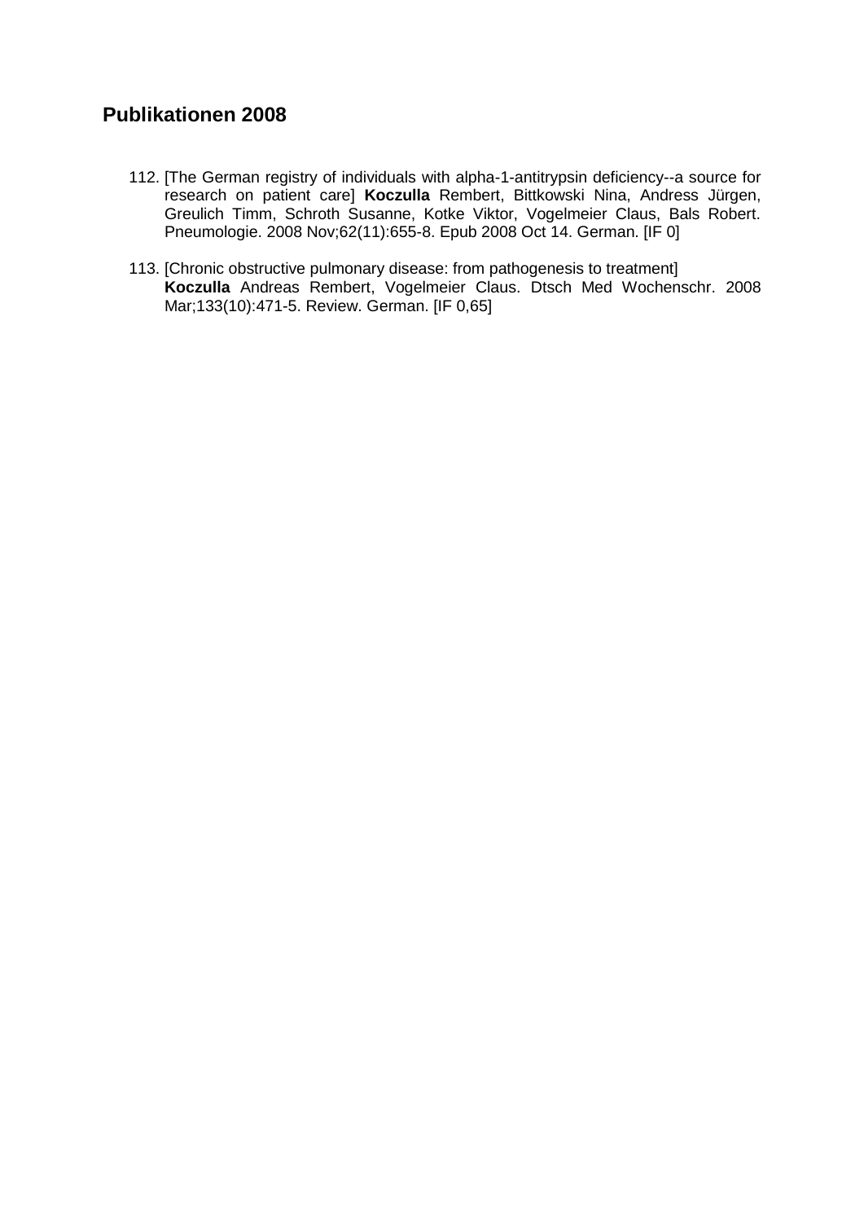## Publikationen 2008

112. [The German registry of individuals with alpha-1-antitrypsin deficiency--a source for research on patient care] **Koczulla** Rembert, Bittkowski Nina, Andress Jürgen, Greulich Timm, Schroth Susanne, Kotke Viktor, Vogelmeier Claus, Bals Robert. Pneumologie. 2008 Nov;62(11):655-8. Epub 2008 Oct 14. German. [IF 0]

113. [Chronic obstructive pulmonary disease: from pathogenesis to treatment] **Koczulla** Andreas Rembert, Vogelmeier Claus. Dtsch Med Wochenschr. 2008 Mar;133(10):471-5. Review. German. [IF 0,65]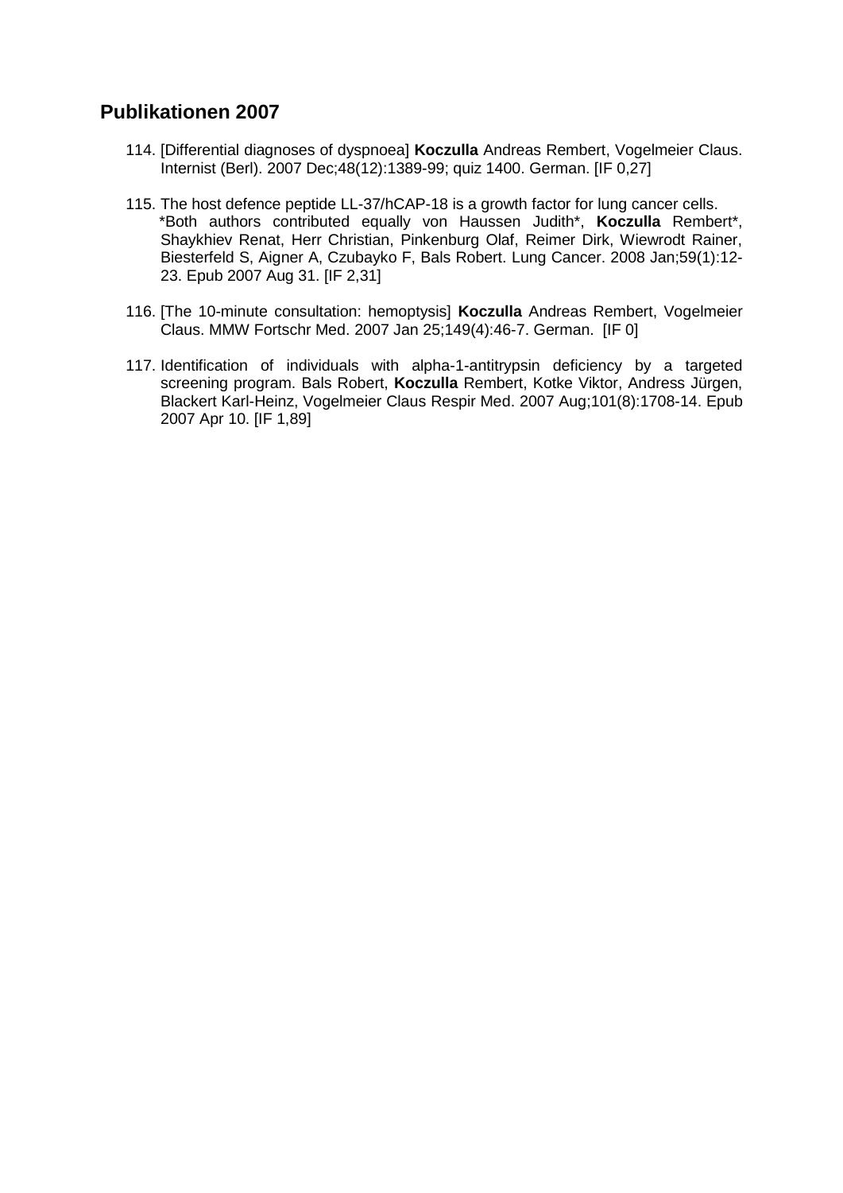## Publikationen 2007

114. [Differential diagnoses of dyspnoea] **Koczulla** Andreas Rembert, Vogelmeier Claus. Internist (Berl). 2007 Dec;48(12):1389-99; quiz 1400. German. [IF 0,27]

115. The host defence peptide LL-37/hCAP-18 is a growth factor for lung cancer cells. *Both authors contributed equally von Haussen Judith*, **Koczulla** Rembert*, Shaykhiev Renat, Herr Christian, Pinkenburg Olaf, Reimer Dirk, Wiewrodt Rainer, Biesterfeld S, Aigner A, Czubayko F, Bals Robert. Lung Cancer. 2008 Jan;59(1):12-23. Epub 2007 Aug 31. [IF 2,31]

116. [The 10-minute consultation: hemoptysis] **Koczulla** Andreas Rembert, Vogelmeier Claus. MMW Fortschr Med. 2007 Jan 25;149(4):46-7. German. [IF 0]

117. Identification of individuals with alpha-1-antitrypsin deficiency by a targeted screening program. Bals Robert, **Koczulla** Rembert, Kotke Viktor, Andress Jürgen, Blackert Karl-Heinz, Vogelmeier Claus Respir Med. 2007 Aug;101(8):1708-14. Epub 2007 Apr 10. [IF 1,89]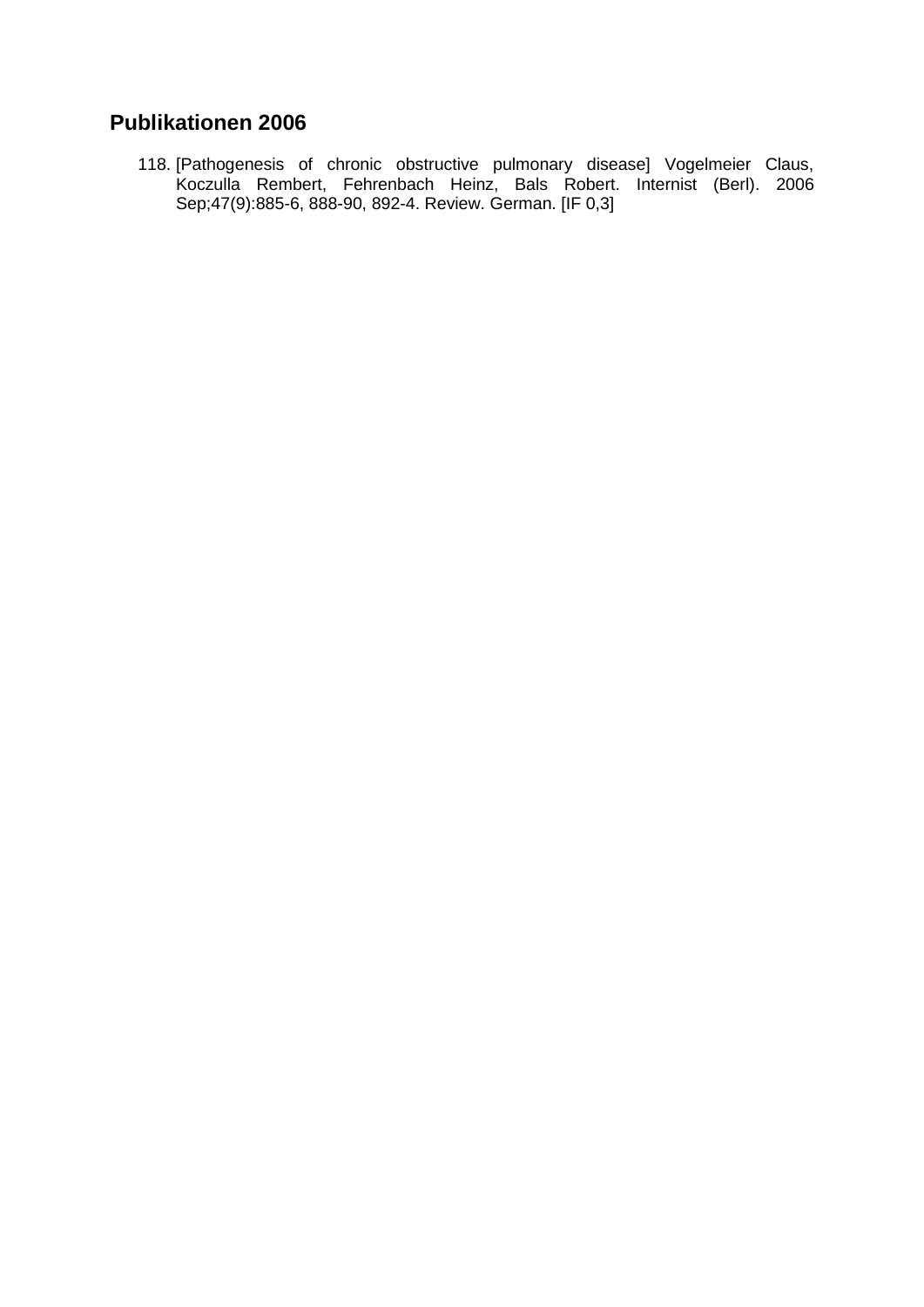## Publikationen 2006

118. [Pathogenesis of chronic obstructive pulmonary disease] Vogelmeier Claus, Koczulla Rembert, Fehrenbach Heinz, Bals Robert. Internist (Berl). 2006 Sep;47(9):885-6, 888-90, 892-4. Review. German. [IF 0,3]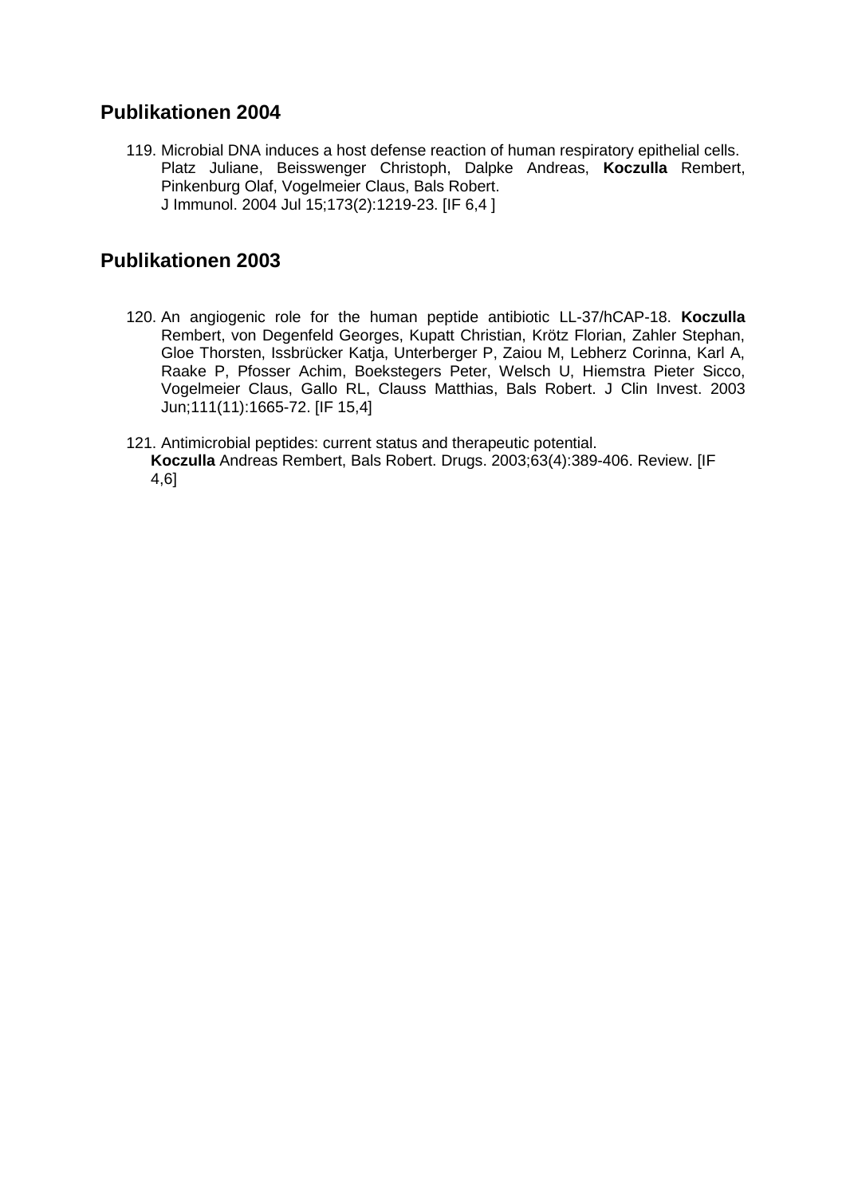## Publikationen 2004

119. Microbial DNA induces a host defense reaction of human respiratory epithelial cells. Platz Juliane, Beisswenger Christoph, Dalpke Andreas, **Koczulla** Rembert, Pinkenburg Olaf, Vogelmeier Claus, Bals Robert.
J Immunol. 2004 Jul 15;173(2):1219-23. [IF 6,4 ]

## Publikationen 2003

120. An angiogenic role for the human peptide antibiotic LL-37/hCAP-18. **Koczulla** Rembert, von Degenfeld Georges, Kupatt Christian, Krötz Florian, Zahler Stephan, Gloe Thorsten, Issbrücker Katja, Unterberger P, Zaiou M, Lebherz Corinna, Karl A, Raake P, Pfosser Achim, Boekstegers Peter, Welsch U, Hiemstra Pieter Sicco, Vogelmeier Claus, Gallo RL, Clauss Matthias, Bals Robert. J Clin Invest. 2003 Jun;111(11):1665-72. [IF 15,4]

121. Antimicrobial peptides: current status and therapeutic potential.
**Koczulla** Andreas Rembert, Bals Robert. Drugs. 2003;63(4):389-406. Review. [IF 4,6]